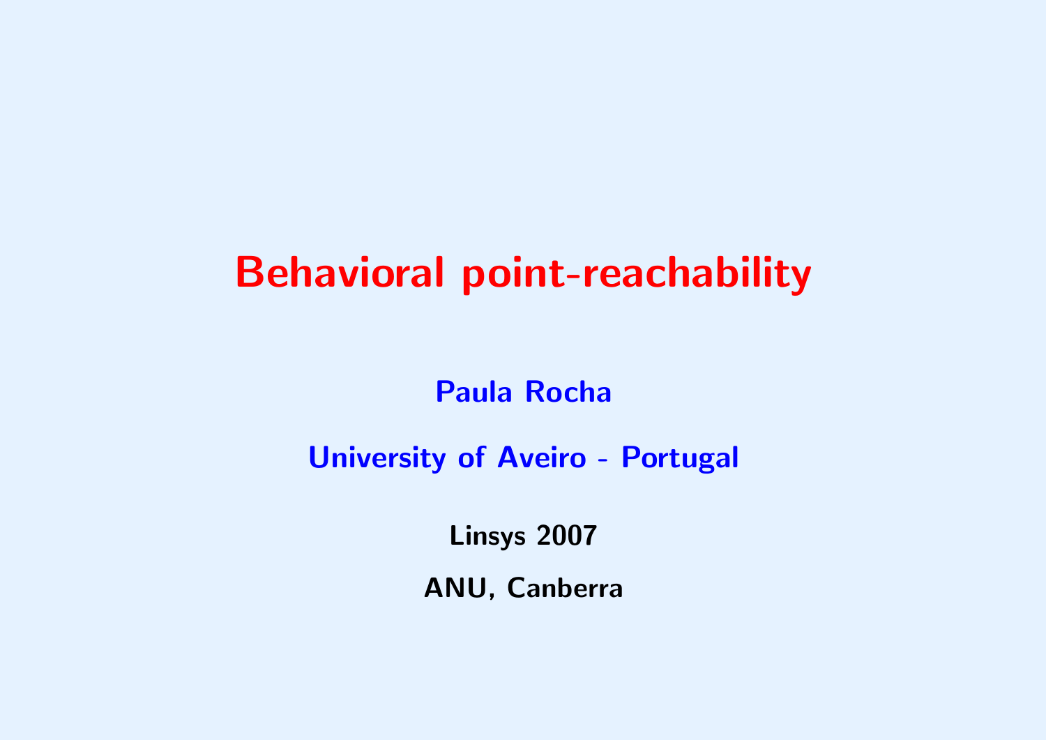# Behavioral point-reachability

**Paula Rocha**

**University of Aveiro - Portugal**

**Linsys 2007**

**ANU, Canberra**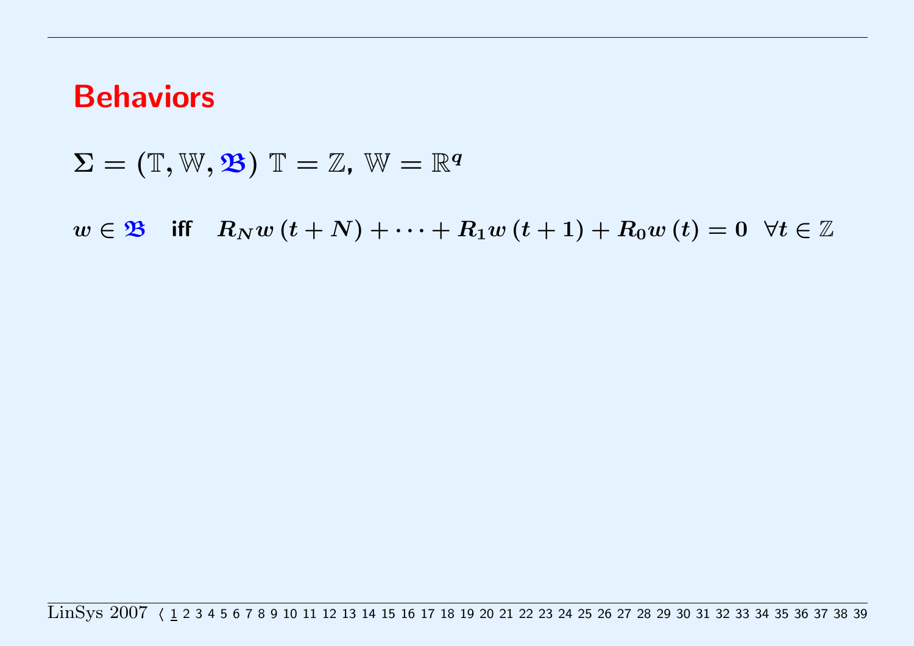## Behaviors

$\Sigma = (\mathbb{T}, \mathbb{W}, \mathfrak{B})$ $\mathbb{T} = \mathbb{Z}$, $\mathbb{W} = \mathbb{R}^q$

$w \in \mathfrak{B}$ **iff** $R_N w(t+N) + \cdots + R_1 w(t+1) + R_0 w(t) = 0 \ \ \forall t \in \mathbb{Z}$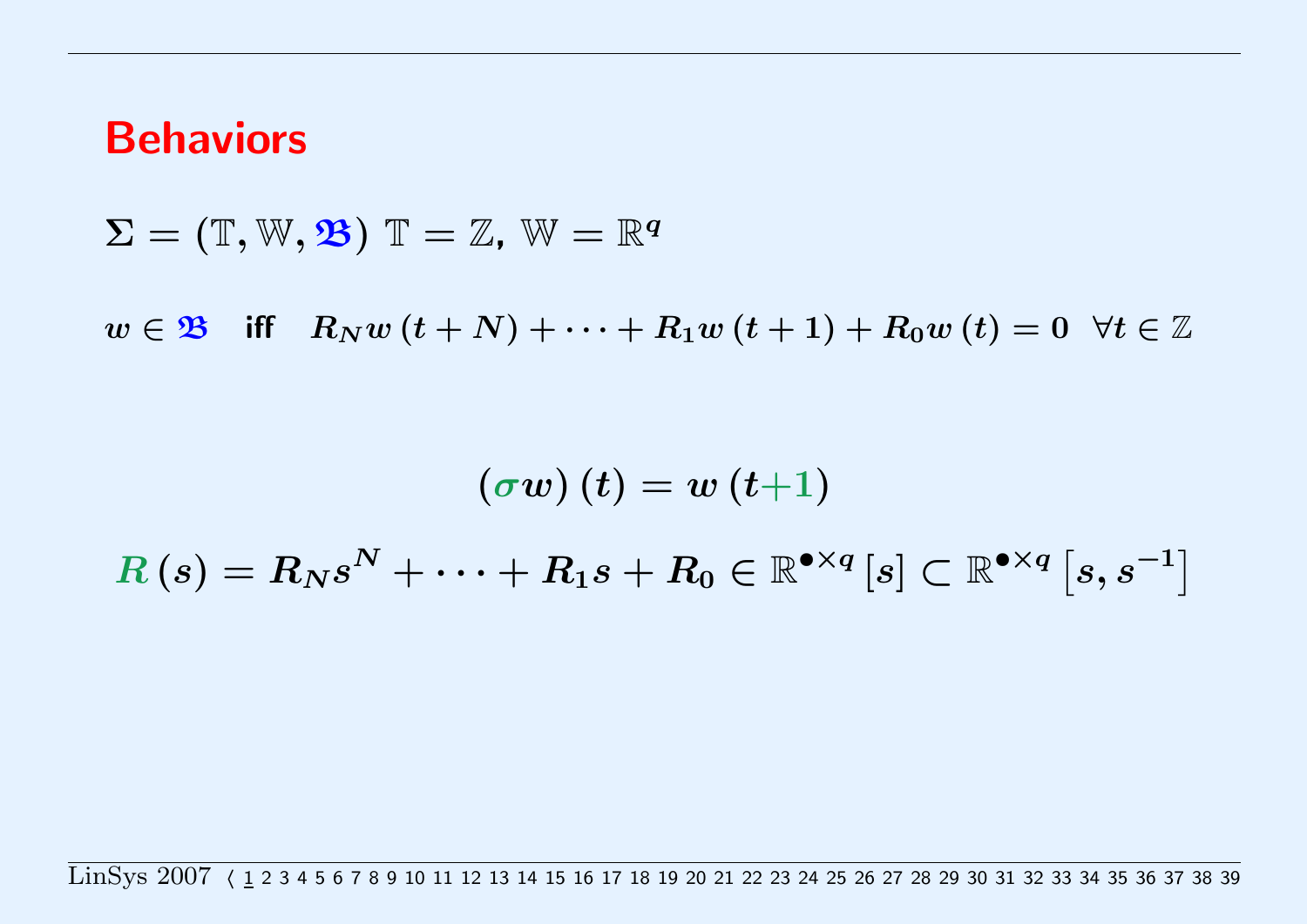# Behaviors

$\Sigma = (\mathbb{T}, \mathbb{W}, \mathfrak{B})$ $\mathbb{T} = \mathbb{Z}$, $\mathbb{W} = \mathbb{R}^q$

$w \in \mathfrak{B}$ **iff** $R_N w(t+N) + \cdots + R_1 w(t+1) + R_0 w(t) = 0 \ \ \forall t \in \mathbb{Z}$

$$(\sigma w)(t) = w(t+1)$$

$$R(s) = R_N s^N + \cdots + R_1 s + R_0 \in \mathbb{R}^{\bullet \times q}[s] \subset \mathbb{R}^{\bullet \times q}\left[s, s^{-1}\right]$$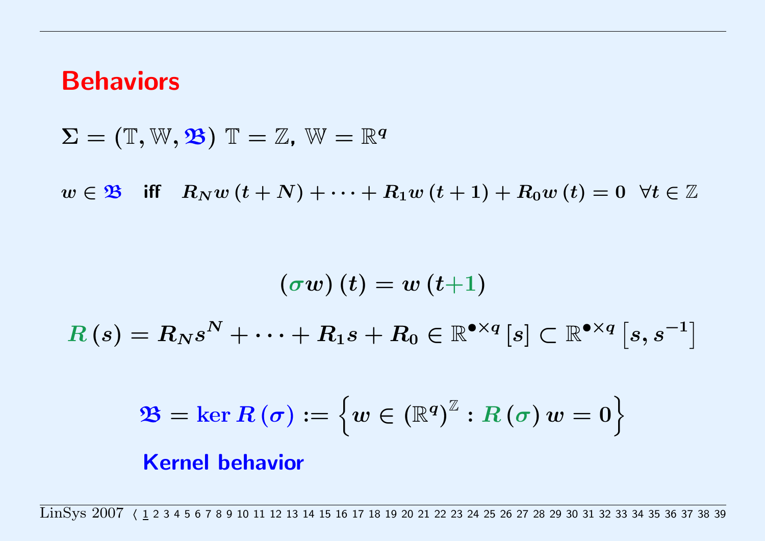# Behaviors

$\Sigma = (\mathbb{T}, \mathbb{W}, \mathfrak{B})$ $\mathbb{T} = \mathbb{Z}$, $\mathbb{W} = \mathbb{R}^q$

$w \in \mathfrak{B}$ **iff** $R_N w(t+N) + \cdots + R_1 w(t+1) + R_0 w(t) = 0 \;\; \forall t \in \mathbb{Z}$

$$(\sigma w)(t) = w(t+1)$$

$$R(s) = R_N s^N + \cdots + R_1 s + R_0 \in \mathbb{R}^{\bullet \times q}[s] \subset \mathbb{R}^{\bullet \times q}\left[s, s^{-1}\right]$$

$$\mathfrak{B} = \ker R(\sigma) := \left\{ w \in (\mathbb{R}^q)^{\mathbb{Z}} : R(\sigma) w = 0 \right\}$$

**Kernel behavior**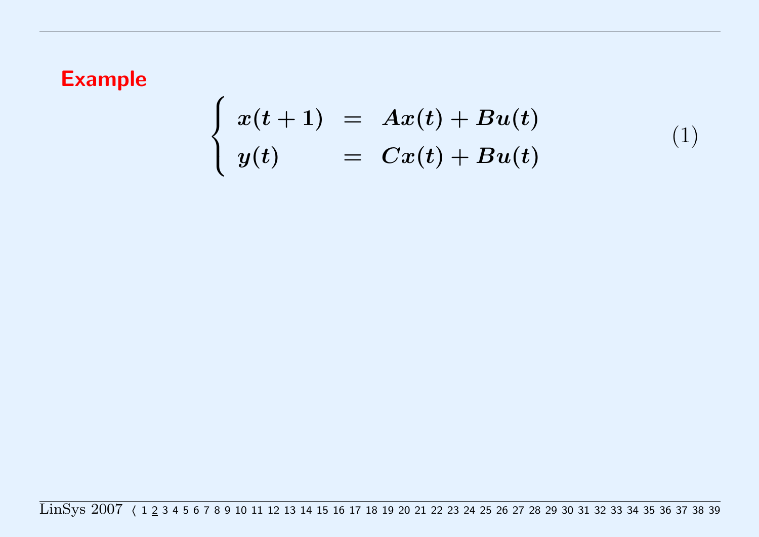**Example**

$$
\begin{cases}
x(t+1) = Ax(t) + Bu(t) \\
y(t) = Cx(t) + Bu(t)
\end{cases}
\tag{1}
$$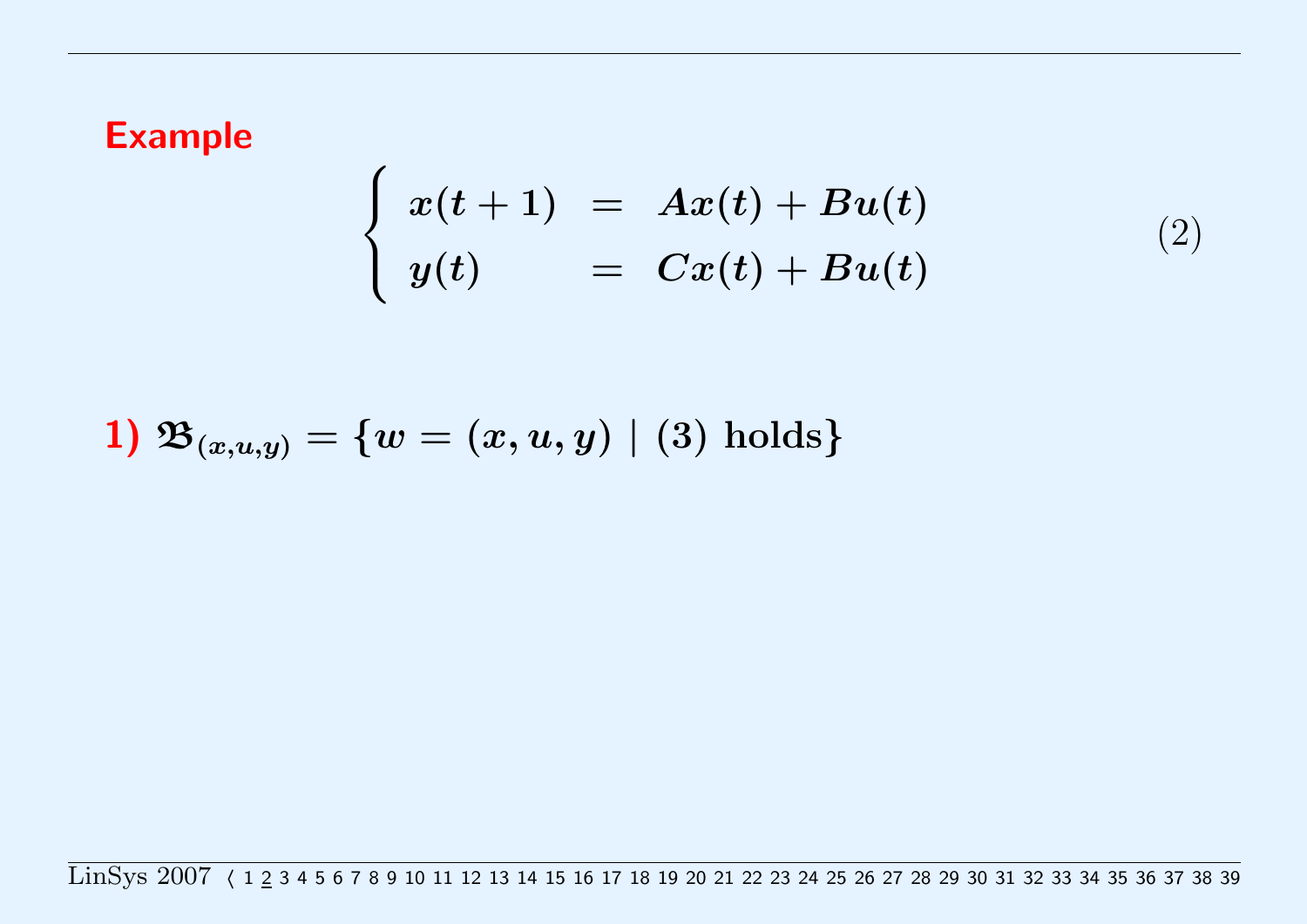**Example**

$$\begin{cases} x(t+1) &= Ax(t) + Bu(t) \\ y(t) &= Cx(t) + Bu(t) \end{cases} \tag{2}$$

**1)** $\mathfrak{B}_{(x,u,y)} = \{w = (x, u, y) \mid (3) \text{ holds}\}$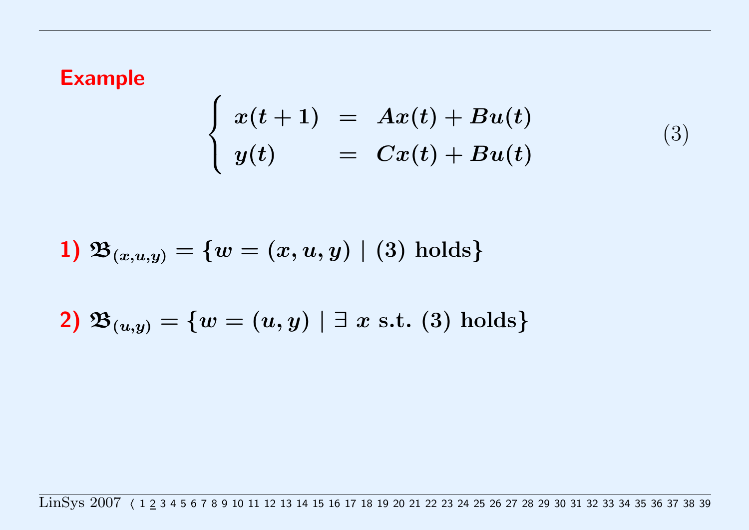**Example**

$$
\begin{cases} x(t+1) & = & Ax(t) + Bu(t) \\ y(t) & = & Cx(t) + Bu(t) \end{cases} \tag{3}
$$

**1)** $\mathfrak{B}_{(x,u,y)} = \{w = (x, u, y) \mid (3) \text{ holds}\}$

**2)** $\mathfrak{B}_{(u,y)} = \{w = (u, y) \mid \exists\ x \text{ s.t. } (3) \text{ holds}\}$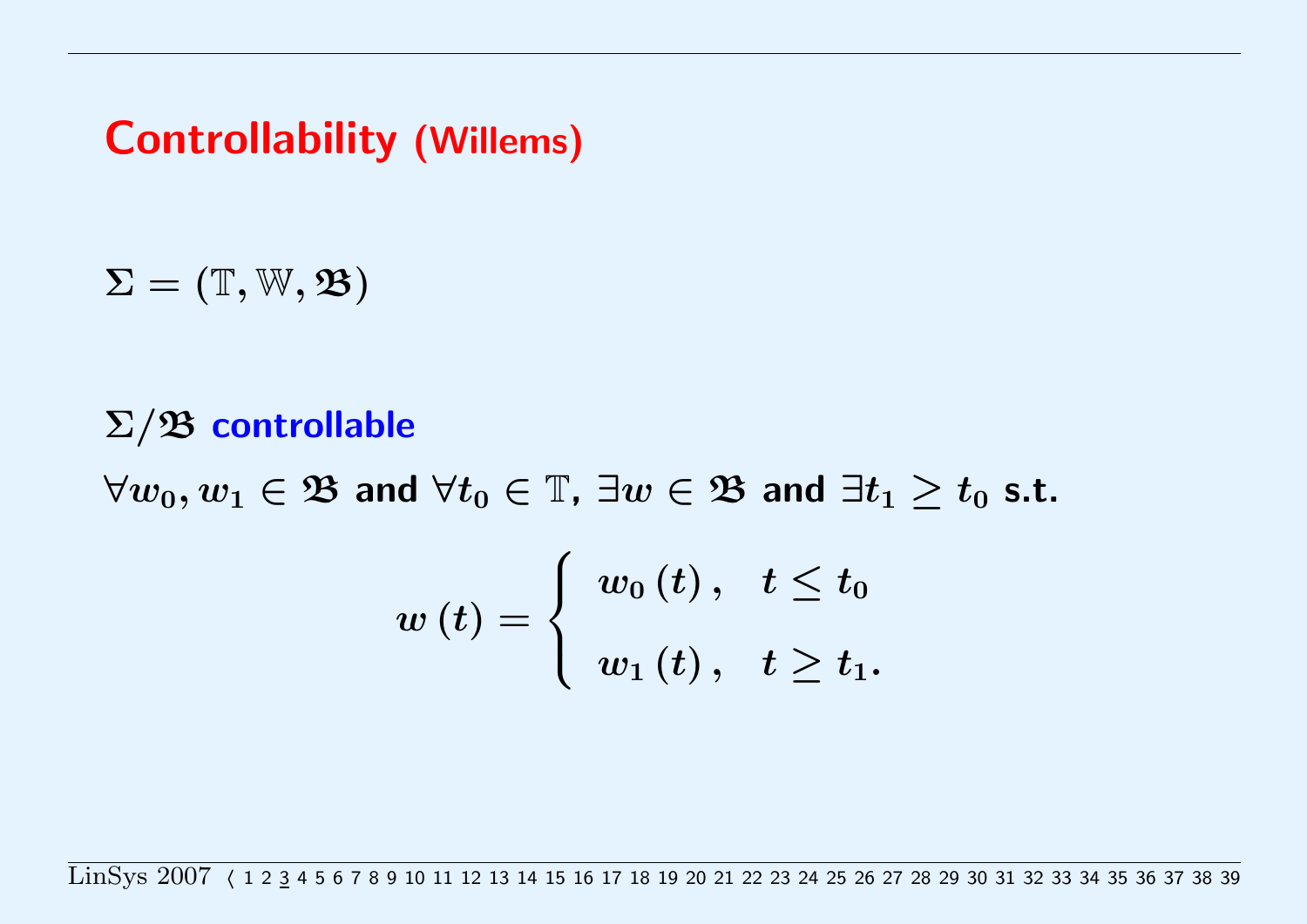# Controllability (Willems)

$\Sigma = (\mathbb{T}, \mathbb{W}, \mathfrak{B})$

$\Sigma/\mathfrak{B}$ **controllable**

$\forall w_0, w_1 \in \mathfrak{B}$ and $\forall t_0 \in \mathbb{T}$, $\exists w \in \mathfrak{B}$ and $\exists t_1 \geq t_0$ s.t.

$$w(t) = \begin{cases} w_0(t), & t \leq t_0 \\ w_1(t), & t \geq t_1. \end{cases}$$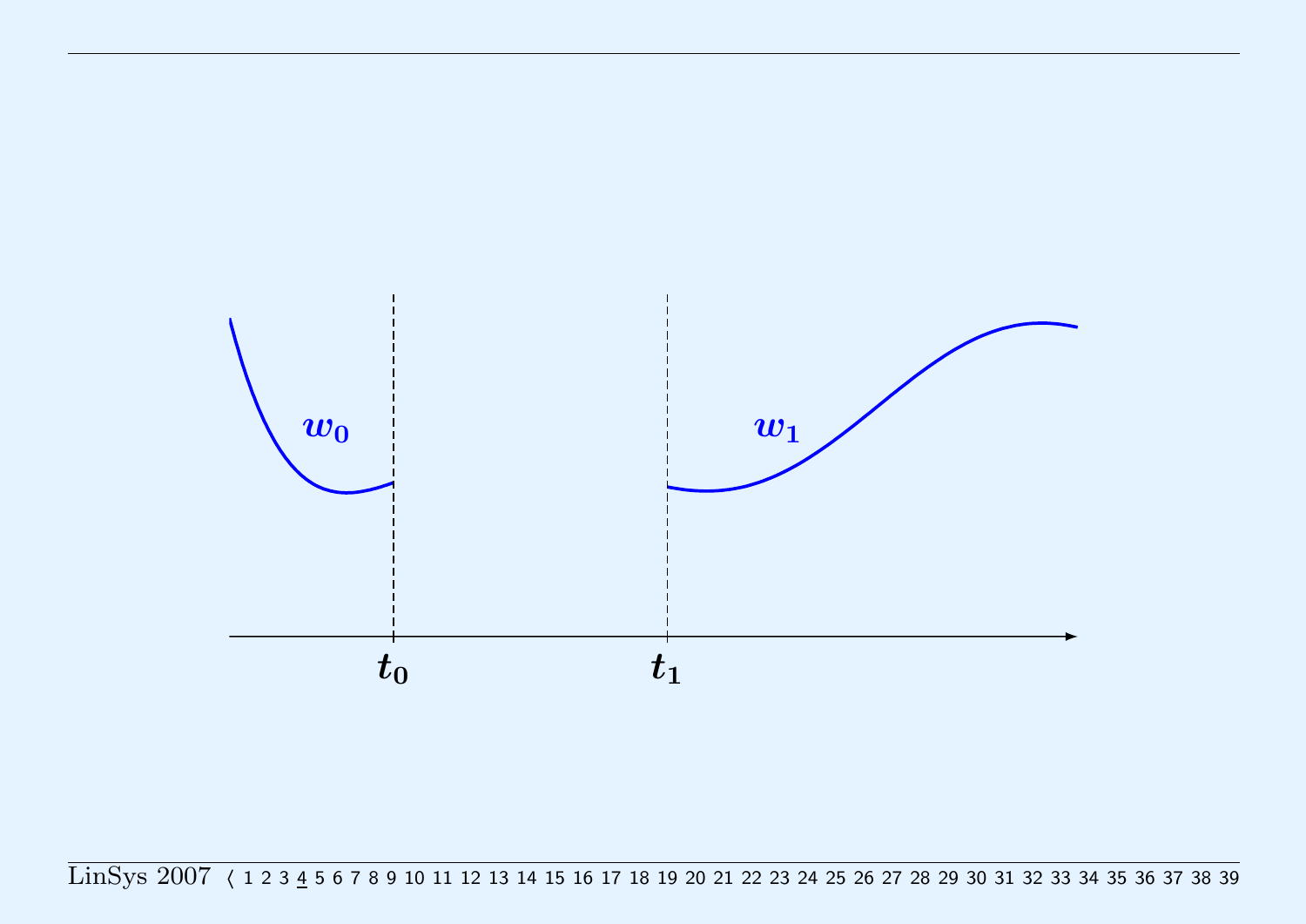$w_0$

$w_1$

$t_0$

$t_1$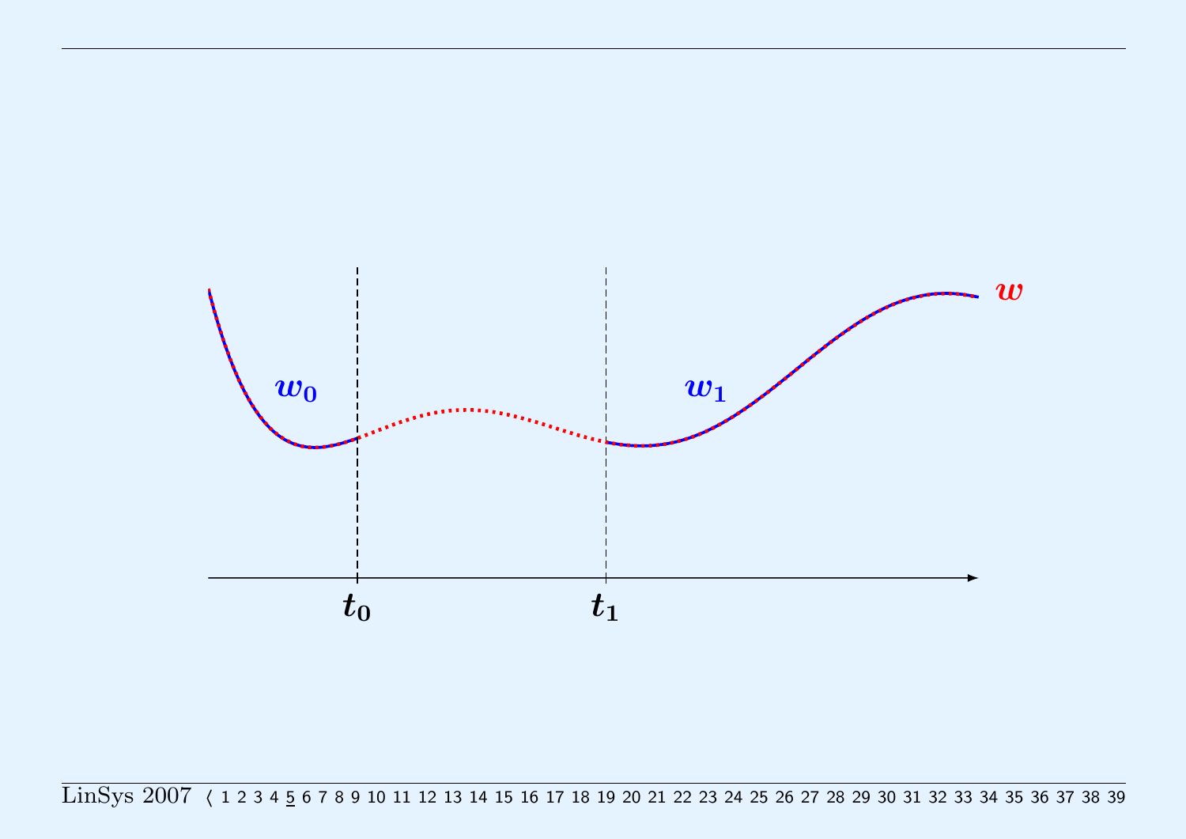$w_0$

$w_1$

$w$

$t_0$

$t_1$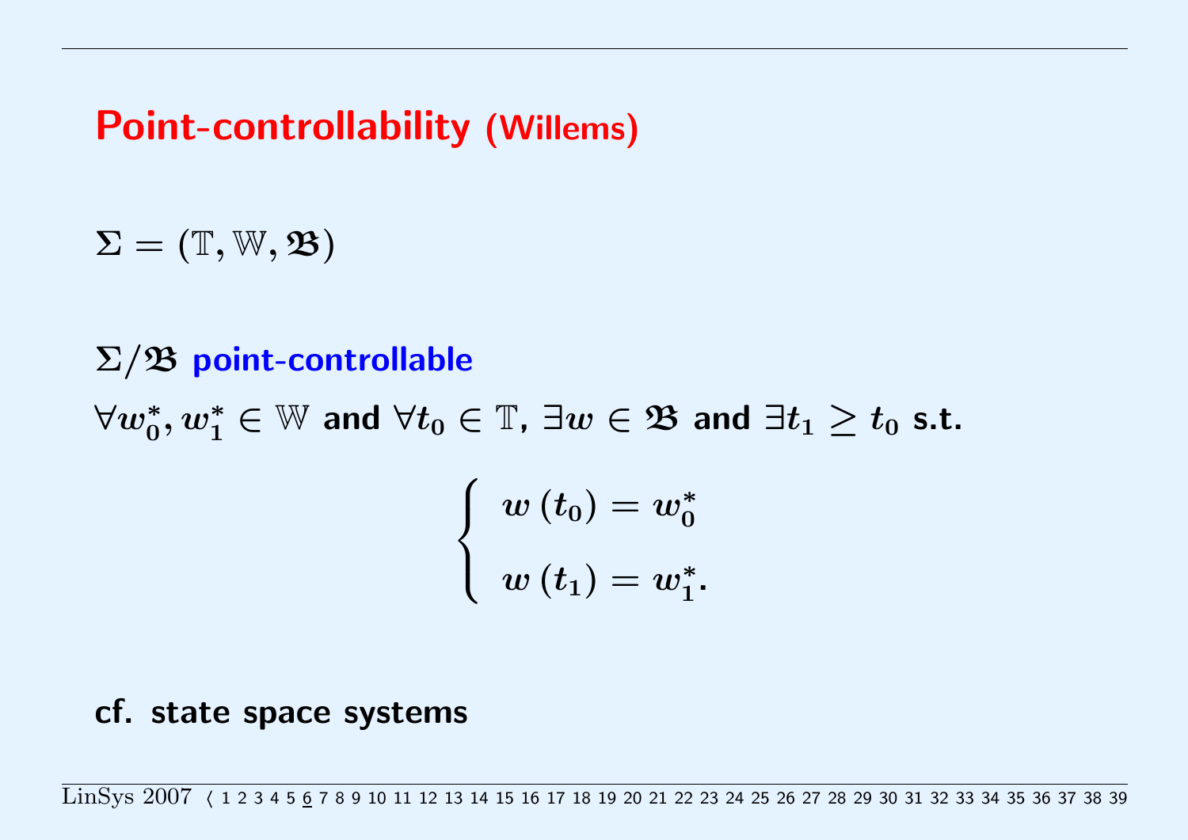# Point-controllability (Willems)

$\Sigma = (\mathbb{T}, \mathbb{W}, \mathfrak{B})$

$\Sigma/\mathfrak{B}$ **point-controllable**

$\forall w_0^*, w_1^* \in \mathbb{W}$ and $\forall t_0 \in \mathbb{T}$, $\exists w \in \mathfrak{B}$ and $\exists t_1 \geq t_0$ s.t.

$$\begin{cases} w(t_0) = w_0^* \\ w(t_1) = w_1^*. \end{cases}$$

cf. state space systems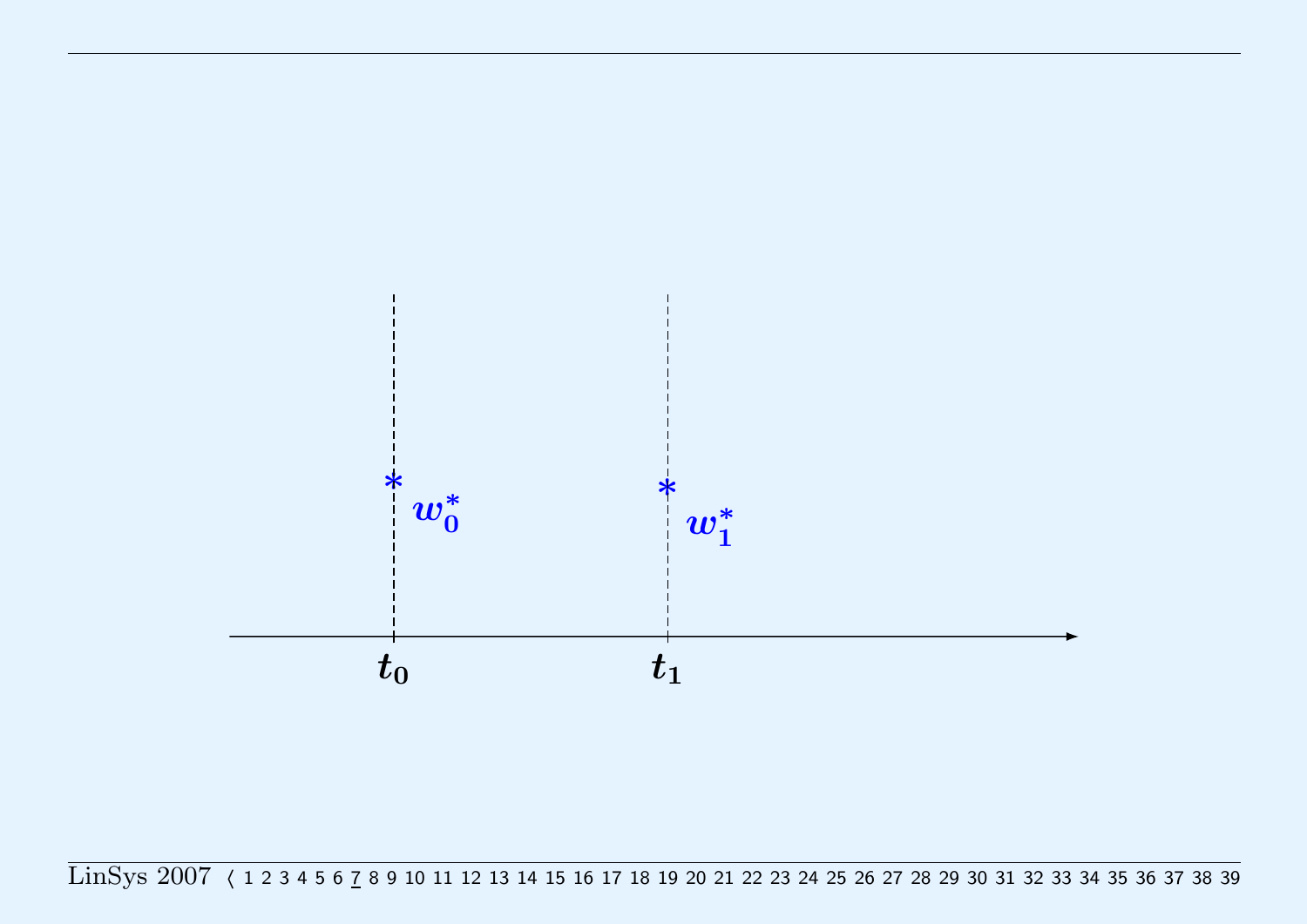$w_0^*$

$w_1^*$

$t_0$

$t_1$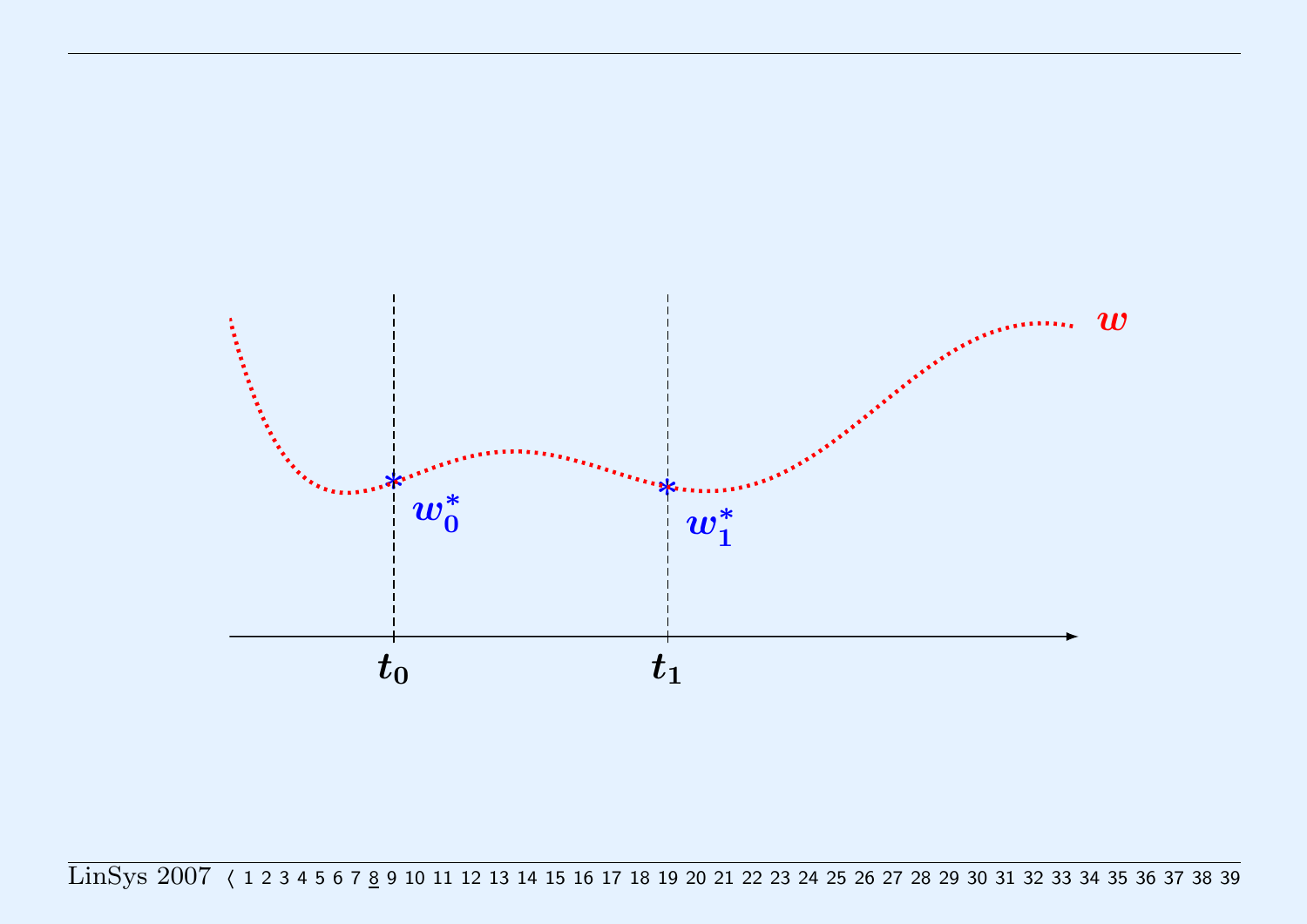$w$

$w_0^*$

$w_1^*$

$t_0$

$t_1$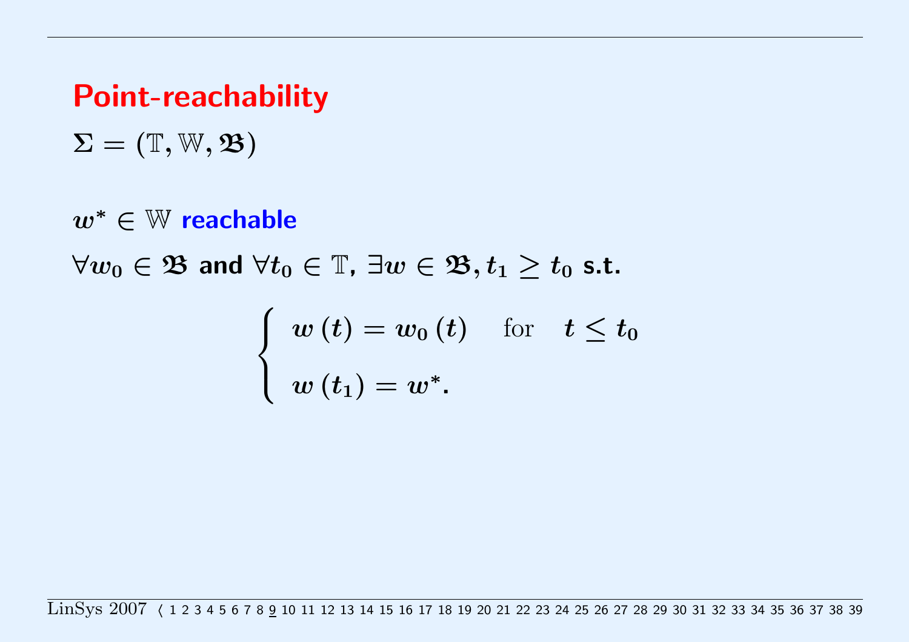# Point-reachability

$\Sigma = (\mathbb{T}, \mathbb{W}, \mathfrak{B})$

$w^* \in \mathbb{W}$ **reachable**

$\forall w_0 \in \mathfrak{B}$ **and** $\forall t_0 \in \mathbb{T}$, $\exists w \in \mathfrak{B}, t_1 \geq t_0$ **s.t.**

$$\begin{cases} w(t) = w_0(t) \quad \text{for} \quad t \leq t_0 \\ w(t_1) = w^*. \end{cases}$$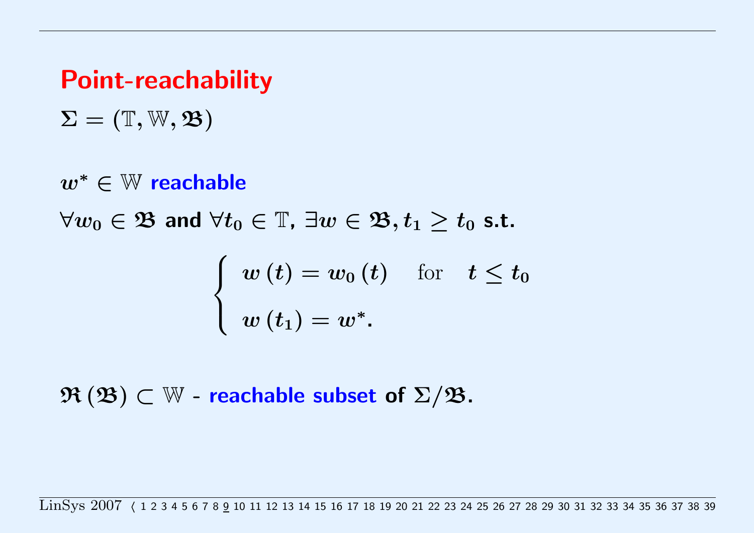# Point-reachability

$\Sigma = (\mathbb{T}, \mathbb{W}, \mathfrak{B})$

$w^* \in \mathbb{W}$ **reachable**

$\forall w_0 \in \mathfrak{B}$ and $\forall t_0 \in \mathbb{T}$, $\exists w \in \mathfrak{B}, t_1 \geq t_0$ s.t.

$$\begin{cases} w(t) = w_0(t) \quad \text{for} \quad t \leq t_0 \\ w(t_1) = w^*. \end{cases}$$

$\mathfrak{R}(\mathfrak{B}) \subset \mathbb{W}$ - **reachable subset** of $\Sigma/\mathfrak{B}$.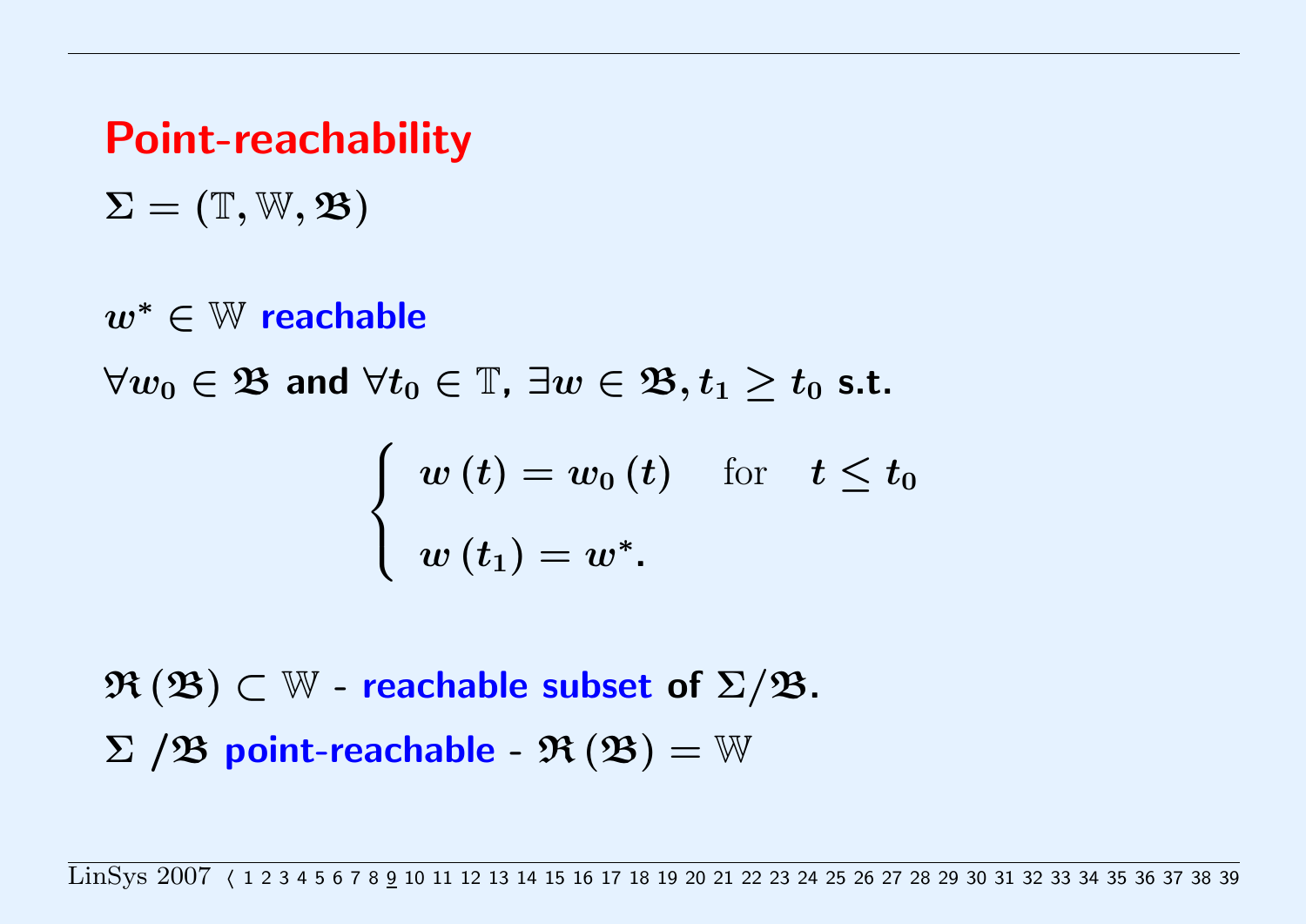# Point-reachability

$\Sigma = (\mathbb{T}, \mathbb{W}, \mathfrak{B})$

$w^* \in \mathbb{W}$ **reachable**

$\forall w_0 \in \mathfrak{B}$ **and** $\forall t_0 \in \mathbb{T}$, $\exists w \in \mathfrak{B}, t_1 \geq t_0$ **s.t.**

$$\begin{cases} w(t) = w_0(t) \quad \text{for} \quad t \leq t_0 \\ w(t_1) = w^*. \end{cases}$$

$\mathfrak{R}(\mathfrak{B}) \subset \mathbb{W}$ - **reachable subset** of $\Sigma/\mathfrak{B}$.

$\Sigma\ /\mathfrak{B}$ **point-reachable** - $\mathfrak{R}(\mathfrak{B}) = \mathbb{W}$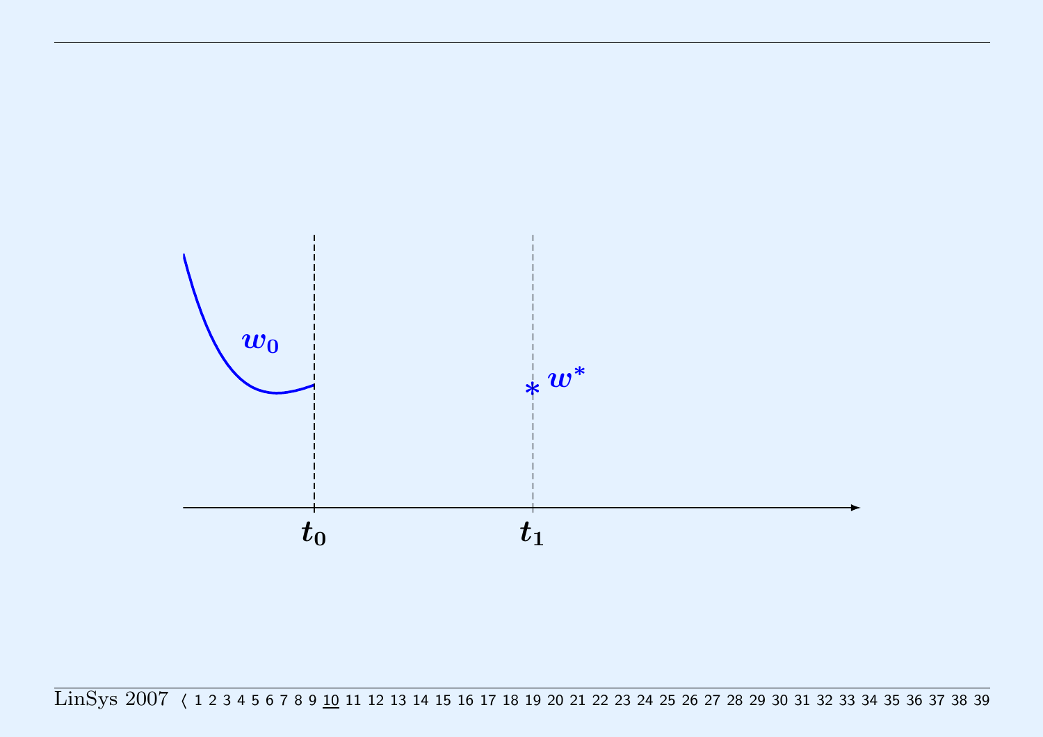$w_0$

$* \; w^*$

$t_0$

$t_1$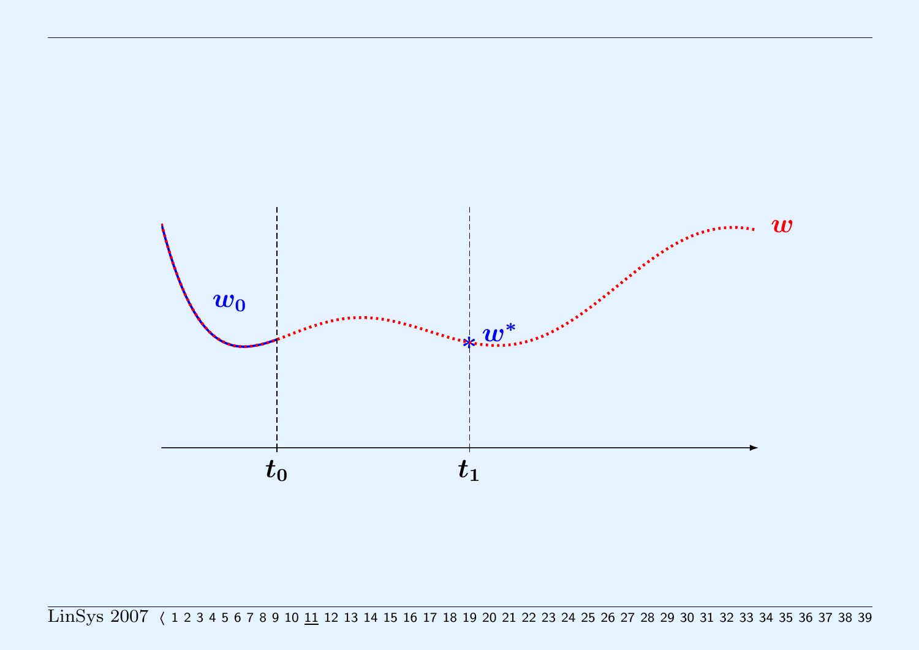$w_0$

$w^*$

$w$

$t_0$

$t_1$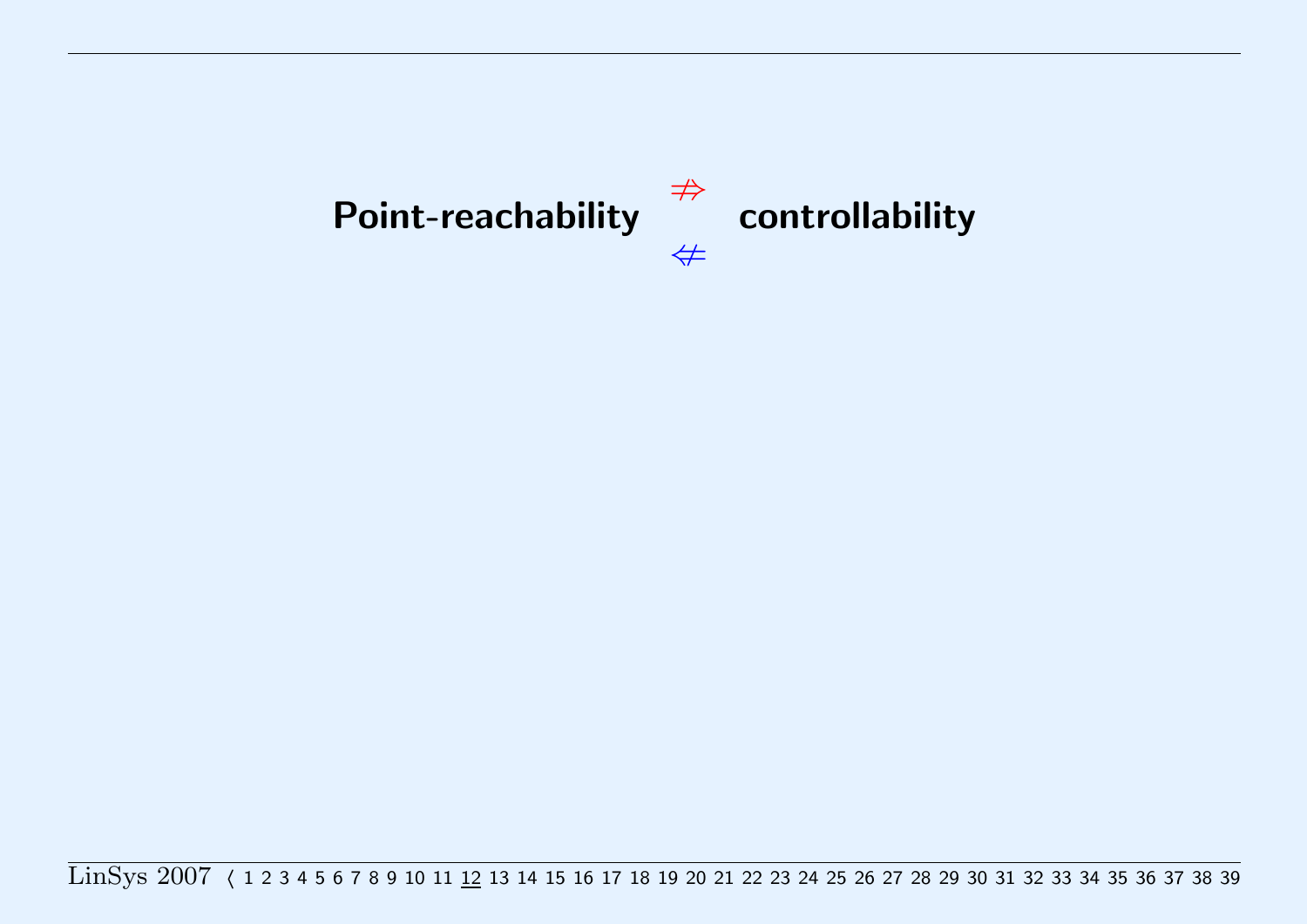**Point-reachability** $\overset{\not\Rightarrow}{\underset{\not\Leftarrow}{}}$ **controllability**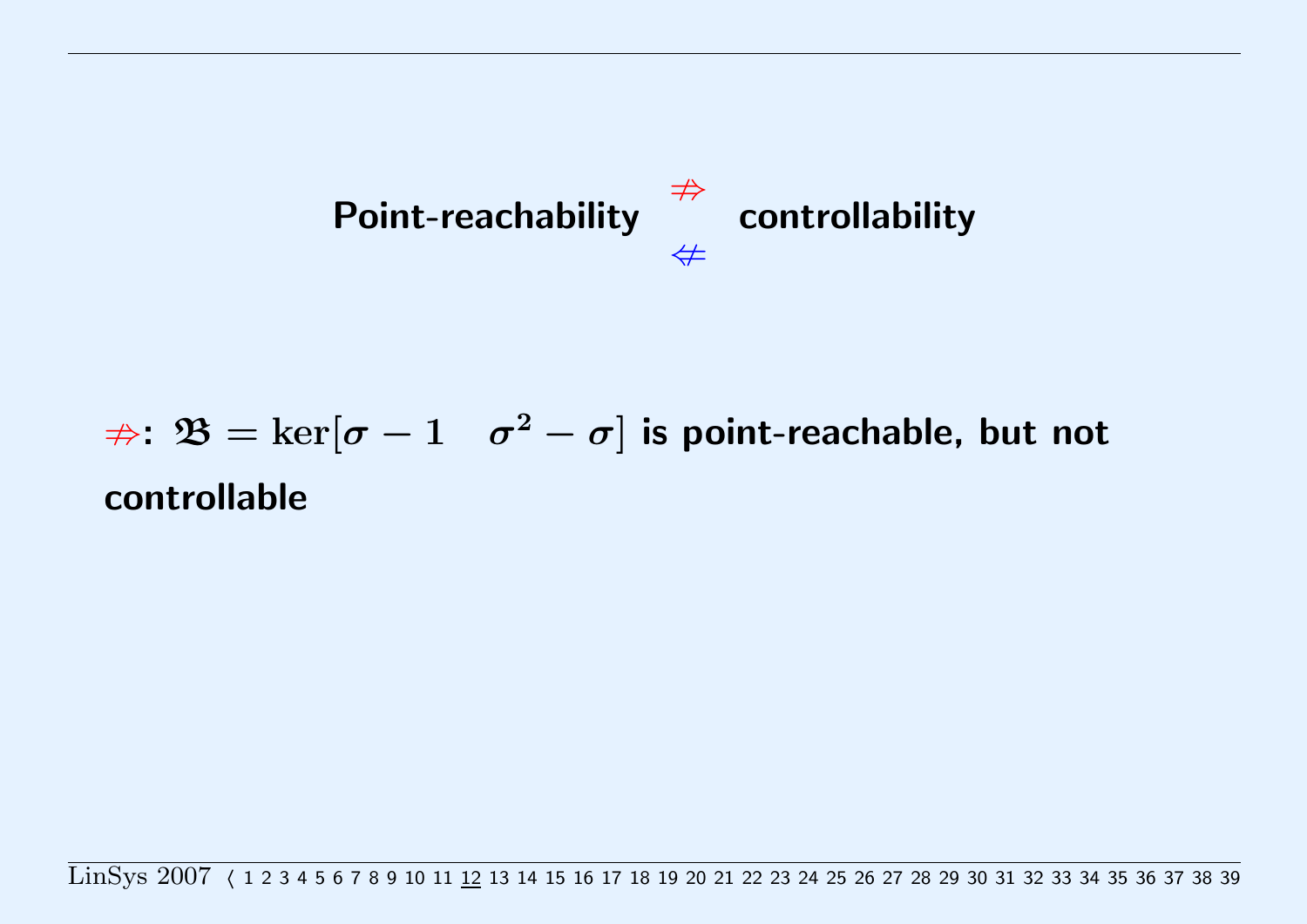**Point-reachability** $\overset{\not\Rightarrow}{\not\Leftarrow}$ **controllability**

$\not\Rightarrow$: $\mathfrak{B} = \ker[\sigma - 1 \quad \sigma^2 - \sigma]$ **is point-reachable, but not controllable**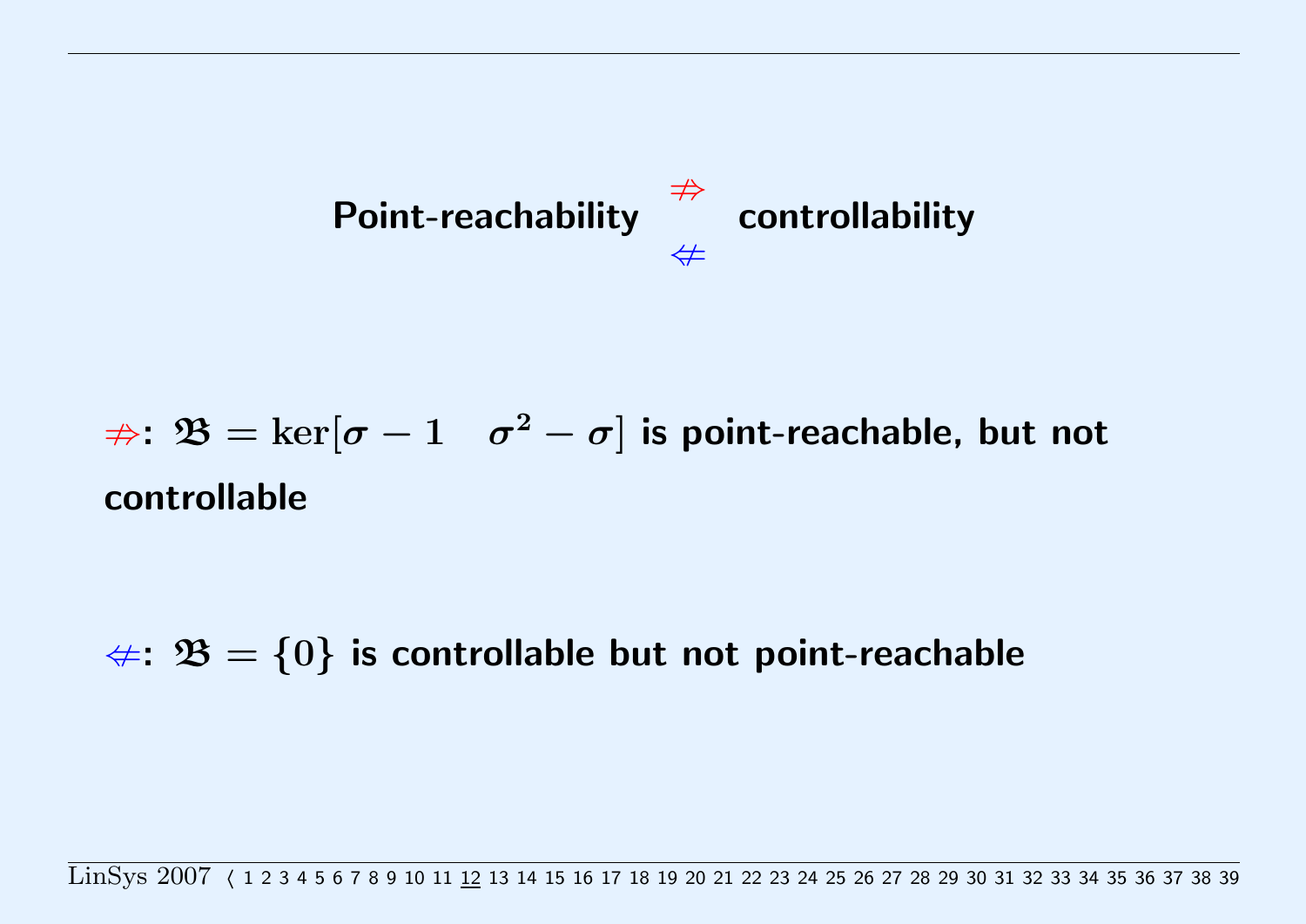# Point-reachability $\overset{\not\Rightarrow}{\not\Leftarrow}$ controllability

$\not\Rightarrow$: $\mathfrak{B} = \ker[\sigma - 1 \quad \sigma^2 - \sigma]$ is point-reachable, but not controllable

$\not\Leftarrow$: $\mathfrak{B} = \{0\}$ is controllable but not point-reachable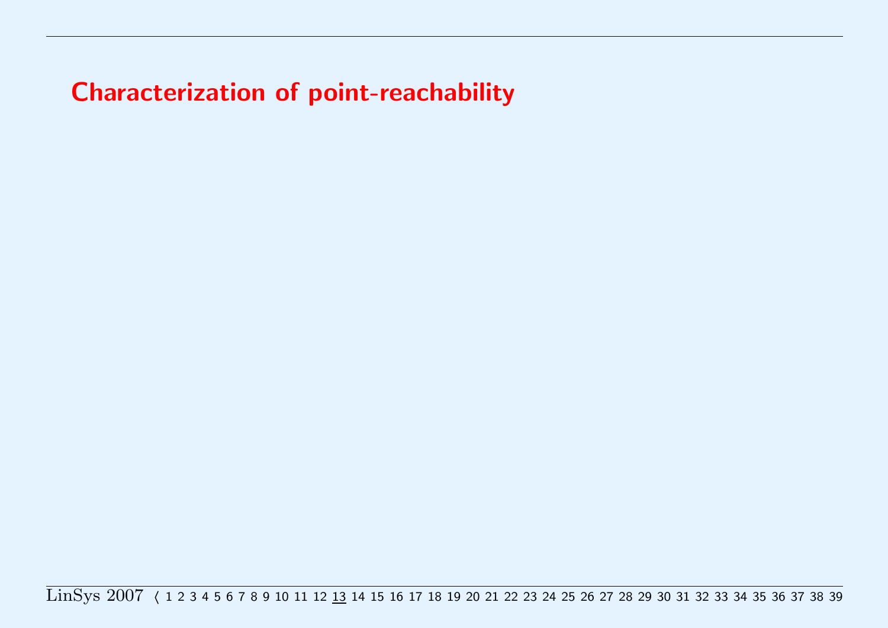# Characterization of point-reachability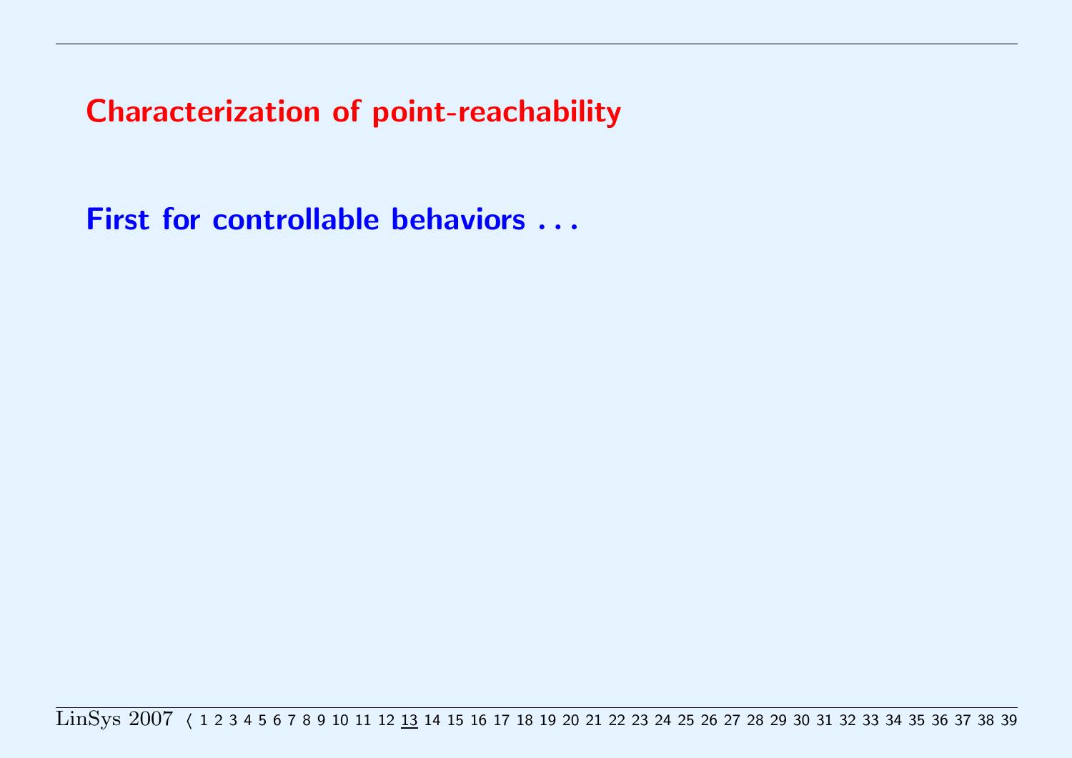## Characterization of point-reachability

**First for controllable behaviors . . .**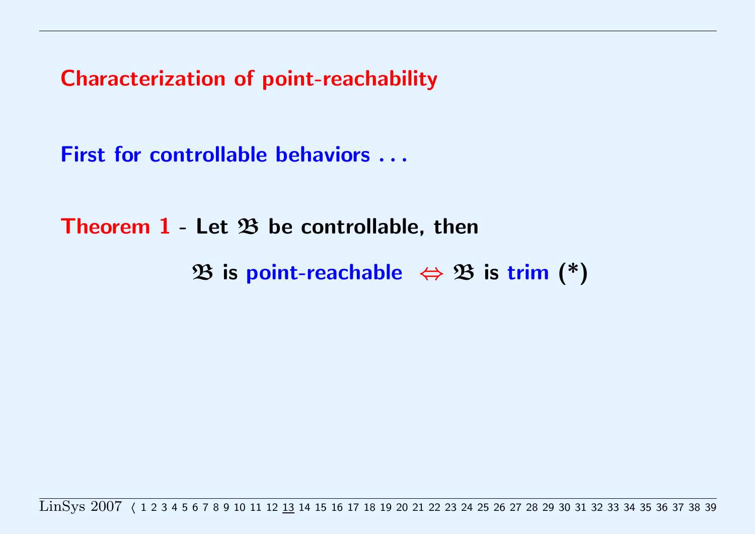## Characterization of point-reachability

**First for controllable behaviors . . .**

**Theorem 1** - **Let $\mathfrak{B}$ be controllable, then**

$$\mathfrak{B} \text{ is point-reachable } \Leftrightarrow \mathfrak{B} \text{ is trim (*)}$$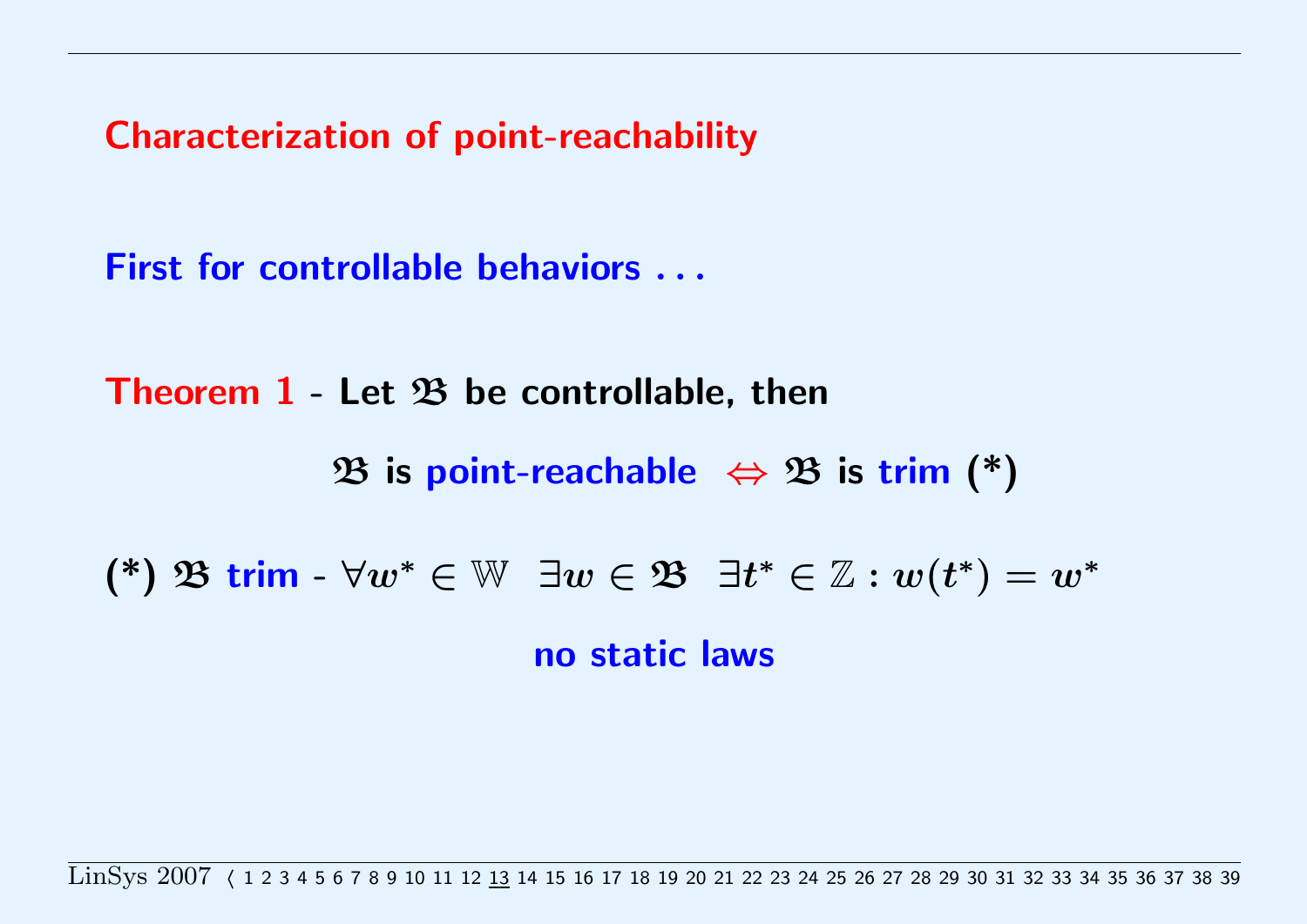## Characterization of point-reachability

**First for controllable behaviors . . .**

**Theorem 1** - Let $\mathfrak{B}$ be controllable, then

$$\mathfrak{B} \text{ is point-reachable } \Leftrightarrow \mathfrak{B} \text{ is trim (*)}$$

(*) $\mathfrak{B}$ **trim** - $\forall w^* \in \mathbb{W} \;\; \exists w \in \mathfrak{B} \;\; \exists t^* \in \mathbb{Z} : w(t^*) = w^*$

**no static laws**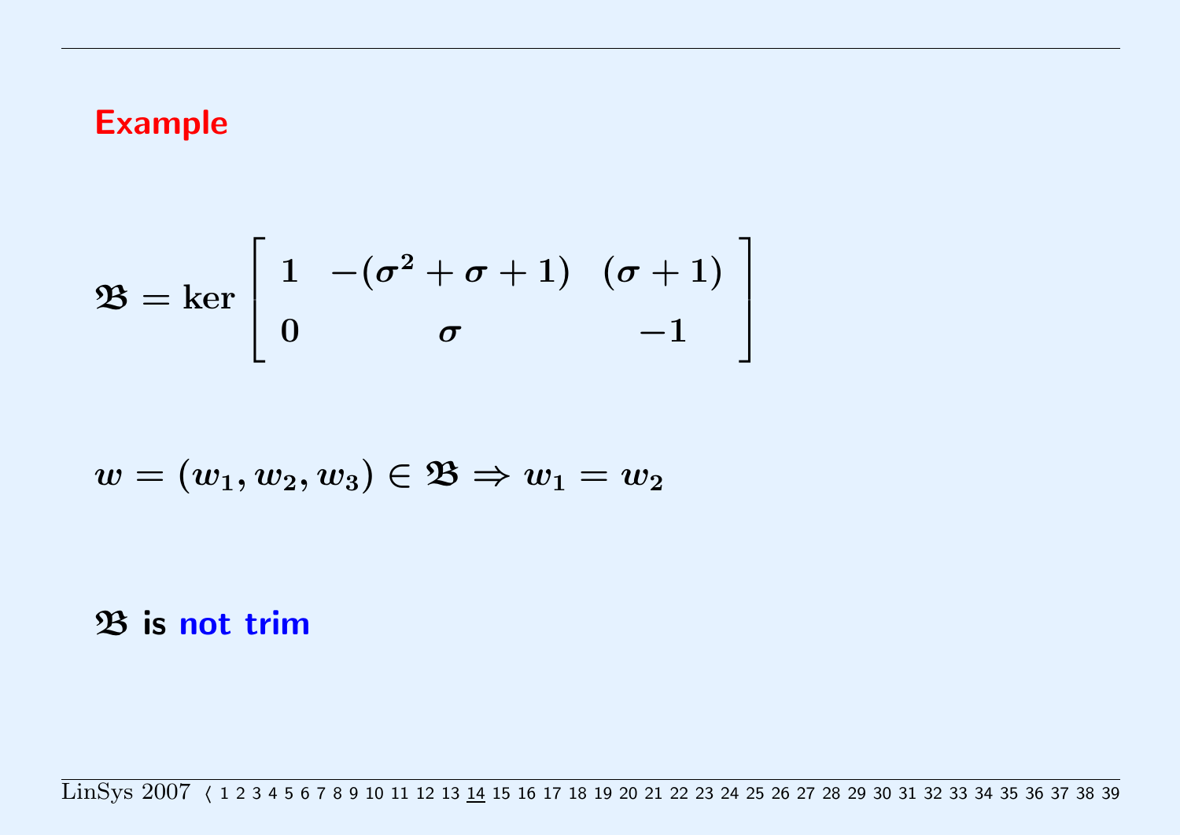## Example

$$\mathfrak{B} = \ker \begin{bmatrix} 1 & -(\sigma^2 + \sigma + 1) & (\sigma + 1) \\ 0 & \sigma & -1 \end{bmatrix}$$

$$w = (w_1, w_2, w_3) \in \mathfrak{B} \Rightarrow w_1 = w_2$$

$\mathfrak{B}$ **is not trim**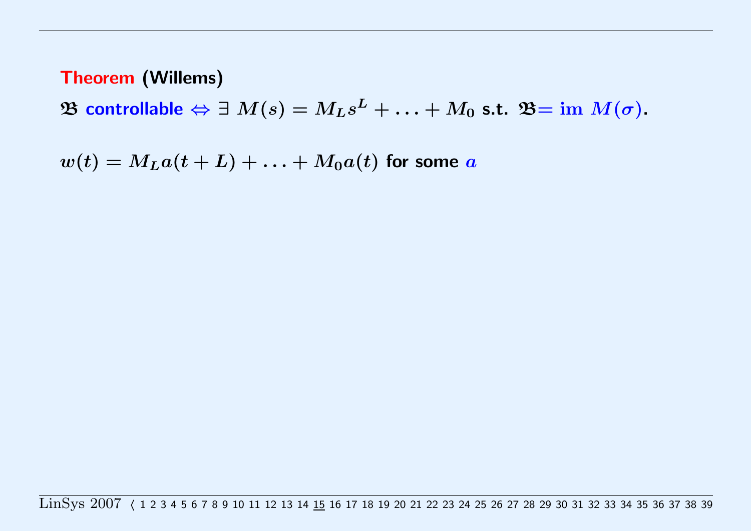**Theorem (Willems)**

$\mathfrak{B}$ **controllable** $\Leftrightarrow \exists\ M(s) = M_L s^L + \ldots + M_0$ **s.t.** $\mathfrak{B} = \text{im } M(\sigma)$.

$w(t) = M_L a(t+L) + \ldots + M_0 a(t)$ **for some** $a$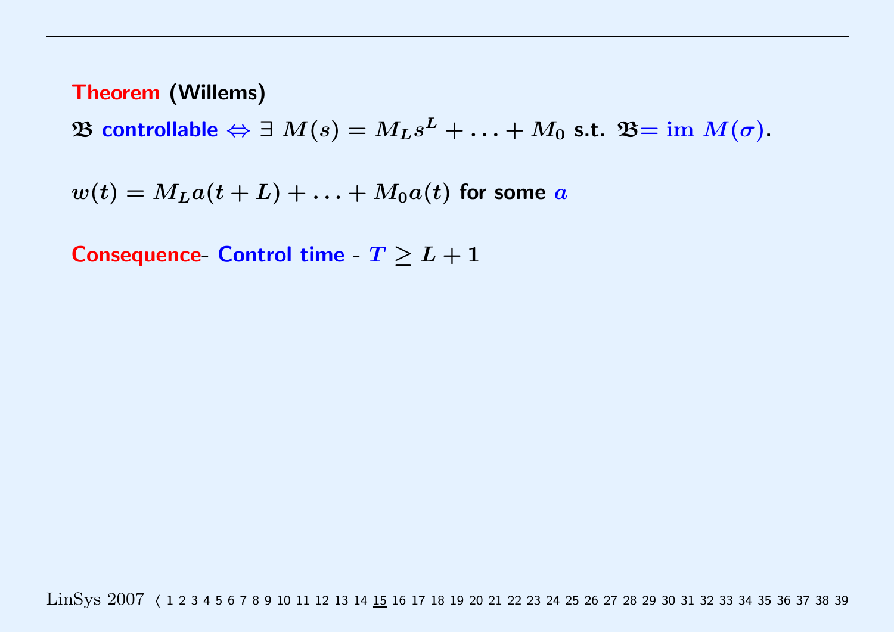**Theorem (Willems)**

$\mathfrak{B}$ **controllable** $\Leftrightarrow \exists\ M(s) = M_L s^L + \ldots + M_0$ **s.t.** $\mathfrak{B} = \text{im } M(\sigma)$.

$w(t) = M_L a(t+L) + \ldots + M_0 a(t)$ **for some** $a$

**Consequence- Control time -** $T \geq L + 1$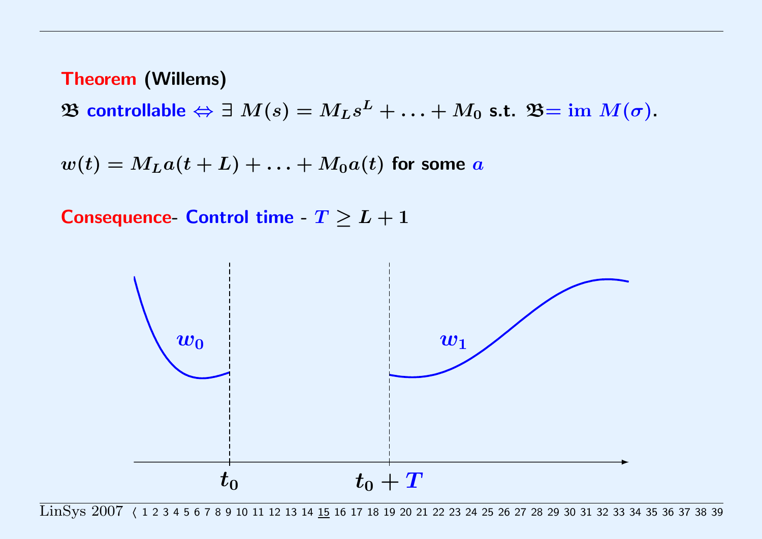**Theorem (Willems)**

$\mathfrak{B}$ **controllable** $\Leftrightarrow \exists\ M(s) = M_L s^L + \ldots + M_0$ s.t. $\mathfrak{B} = \operatorname{im}\ M(\sigma)$.

$w(t) = M_L a(t+L) + \ldots + M_0 a(t)$ for some $a$

**Consequence**- **Control time** - $T \geq L + 1$

$w_0$ $\quad w_1$

$t_0 \qquad t_0 + T$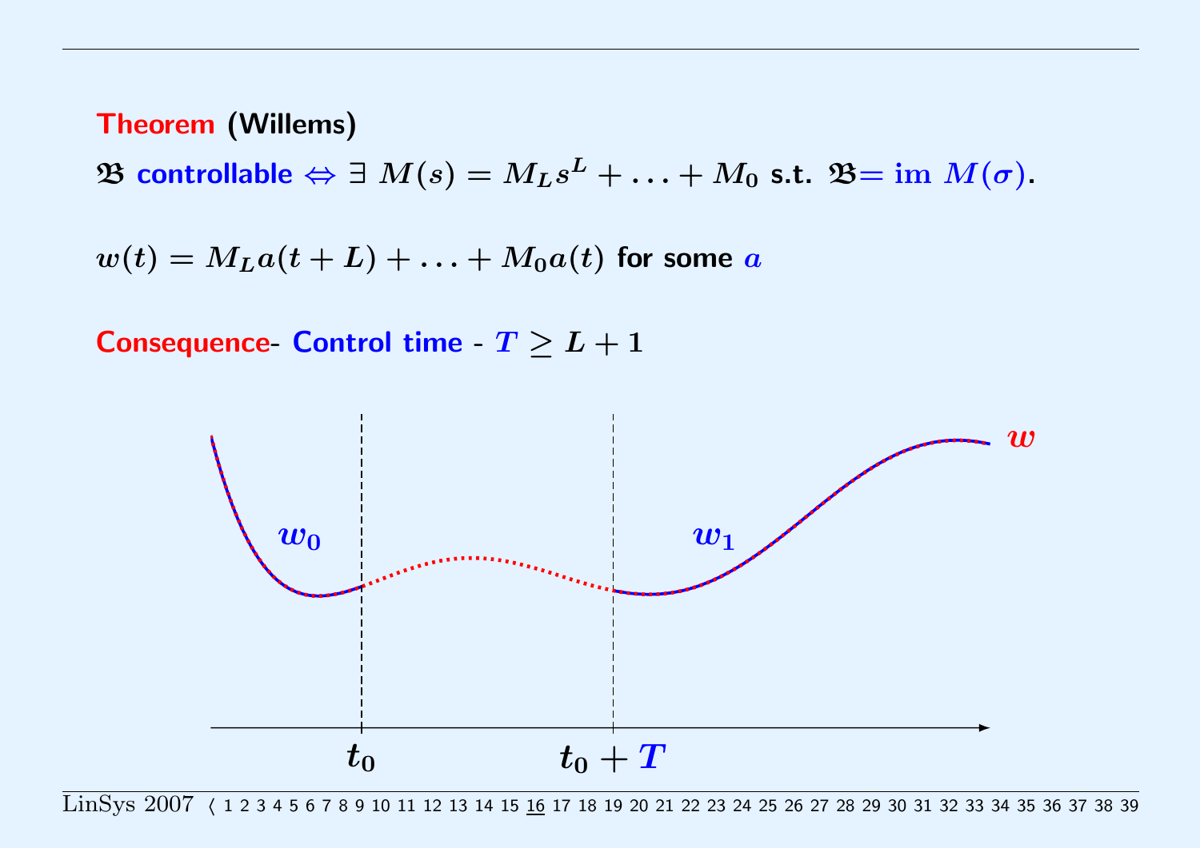**Theorem** (Willems)

$\mathfrak{B}$ controllable $\Leftrightarrow$ $\exists$ $M(s) = M_L s^L + \ldots + M_0$ s.t. $\mathfrak{B} = \text{im } M(\sigma)$.

$w(t) = M_L a(t+L) + \ldots + M_0 a(t)$ for some $a$

**Consequence**- Control time - $T \geq L + 1$

$w_0$ $w_1$ $w$

$t_0$ $t_0 + T$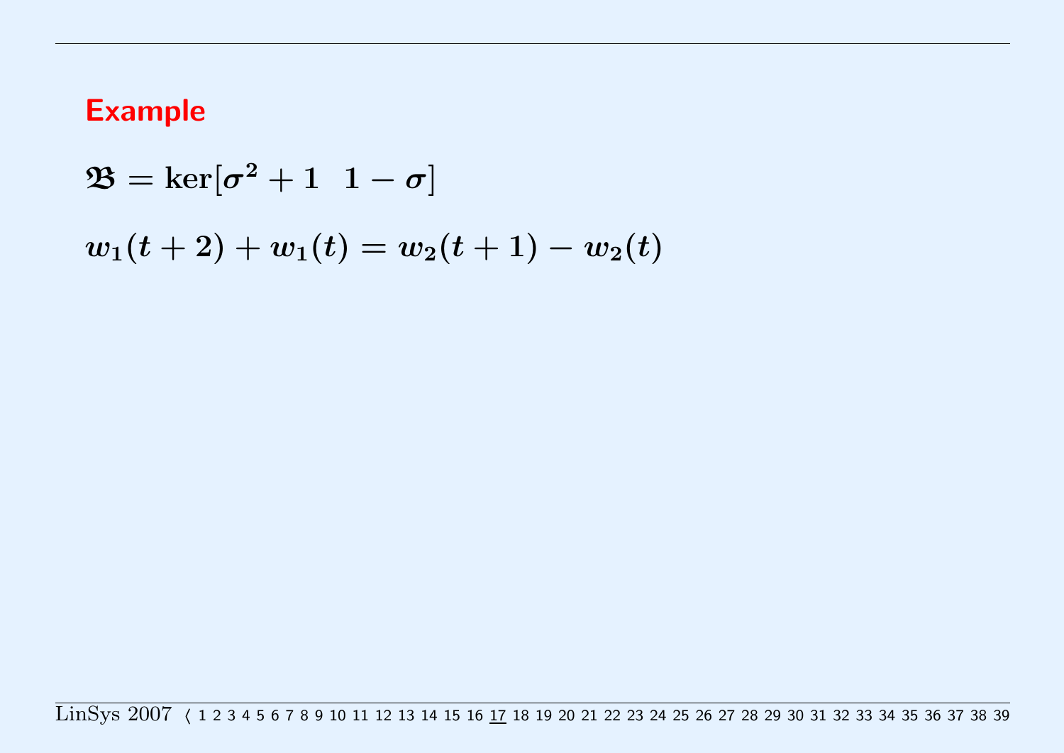## Example

$$\mathfrak{B} = \ker[\sigma^2 + 1 \quad 1 - \sigma]$$

$$w_1(t+2) + w_1(t) = w_2(t+1) - w_2(t)$$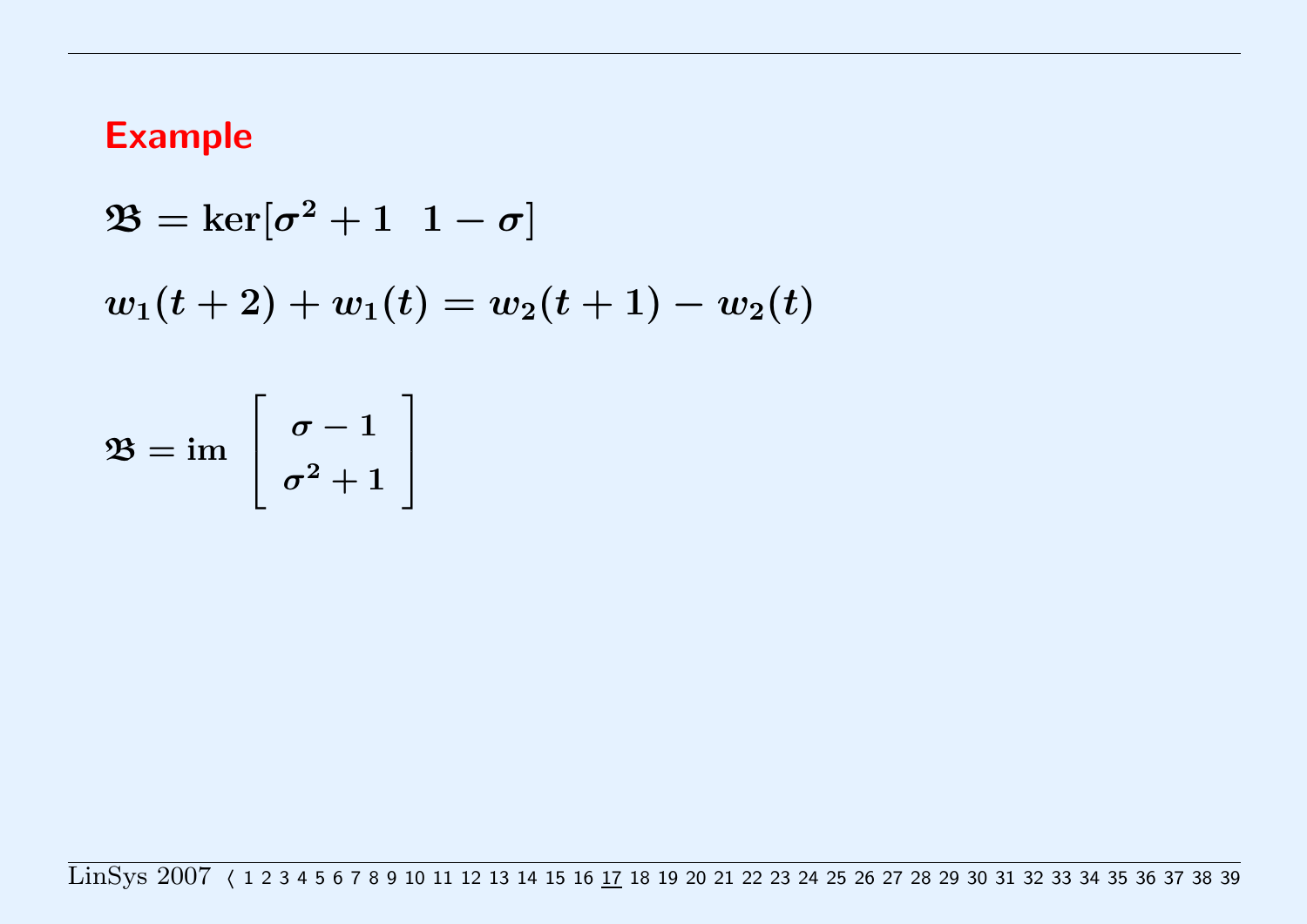## Example

$$\mathfrak{B} = \ker[\sigma^2 + 1 \quad 1 - \sigma]$$

$$w_1(t+2) + w_1(t) = w_2(t+1) - w_2(t)$$

$$\mathfrak{B} = \text{im} \begin{bmatrix} \sigma - 1 \\ \sigma^2 + 1 \end{bmatrix}$$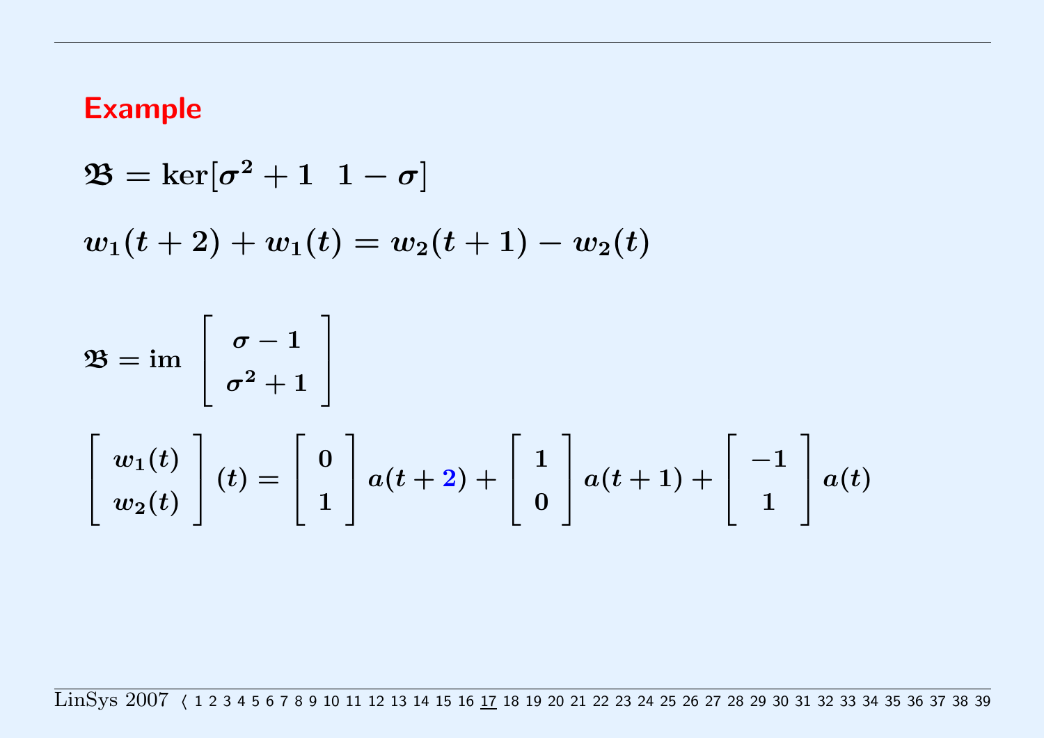# Example

$$\mathfrak{B} = \ker[\sigma^2 + 1 \quad 1 - \sigma]$$

$$w_1(t+2) + w_1(t) = w_2(t+1) - w_2(t)$$

$$\mathfrak{B} = \text{im} \begin{bmatrix} \sigma - 1 \\ \sigma^2 + 1 \end{bmatrix}$$

$$\begin{bmatrix} w_1(t) \\ w_2(t) \end{bmatrix}(t) = \begin{bmatrix} 0 \\ 1 \end{bmatrix} a(t+2) + \begin{bmatrix} 1 \\ 0 \end{bmatrix} a(t+1) + \begin{bmatrix} -1 \\ 1 \end{bmatrix} a(t)$$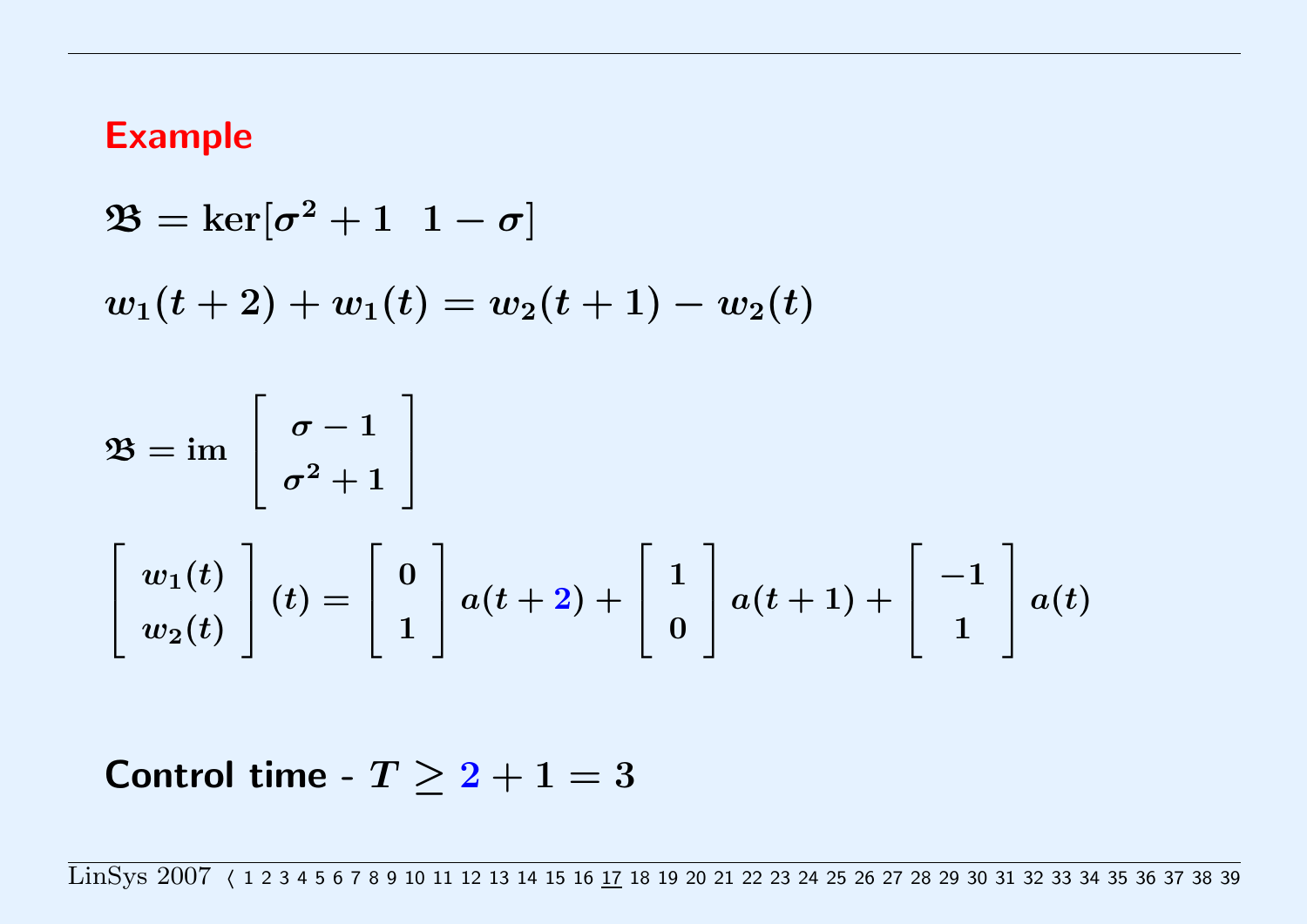## Example

$$\mathfrak{B} = \ker[\sigma^2 + 1 \;\; 1 - \sigma]$$

$$w_1(t+2) + w_1(t) = w_2(t+1) - w_2(t)$$

$$\mathfrak{B} = \mathrm{im} \begin{bmatrix} \sigma - 1 \\ \sigma^2 + 1 \end{bmatrix}$$

$$\begin{bmatrix} w_1(t) \\ w_2(t) \end{bmatrix}(t) = \begin{bmatrix} 0 \\ 1 \end{bmatrix} a(t+2) + \begin{bmatrix} 1 \\ 0 \end{bmatrix} a(t+1) + \begin{bmatrix} -1 \\ 1 \end{bmatrix} a(t)$$

**Control time** - $T \geq 2 + 1 = 3$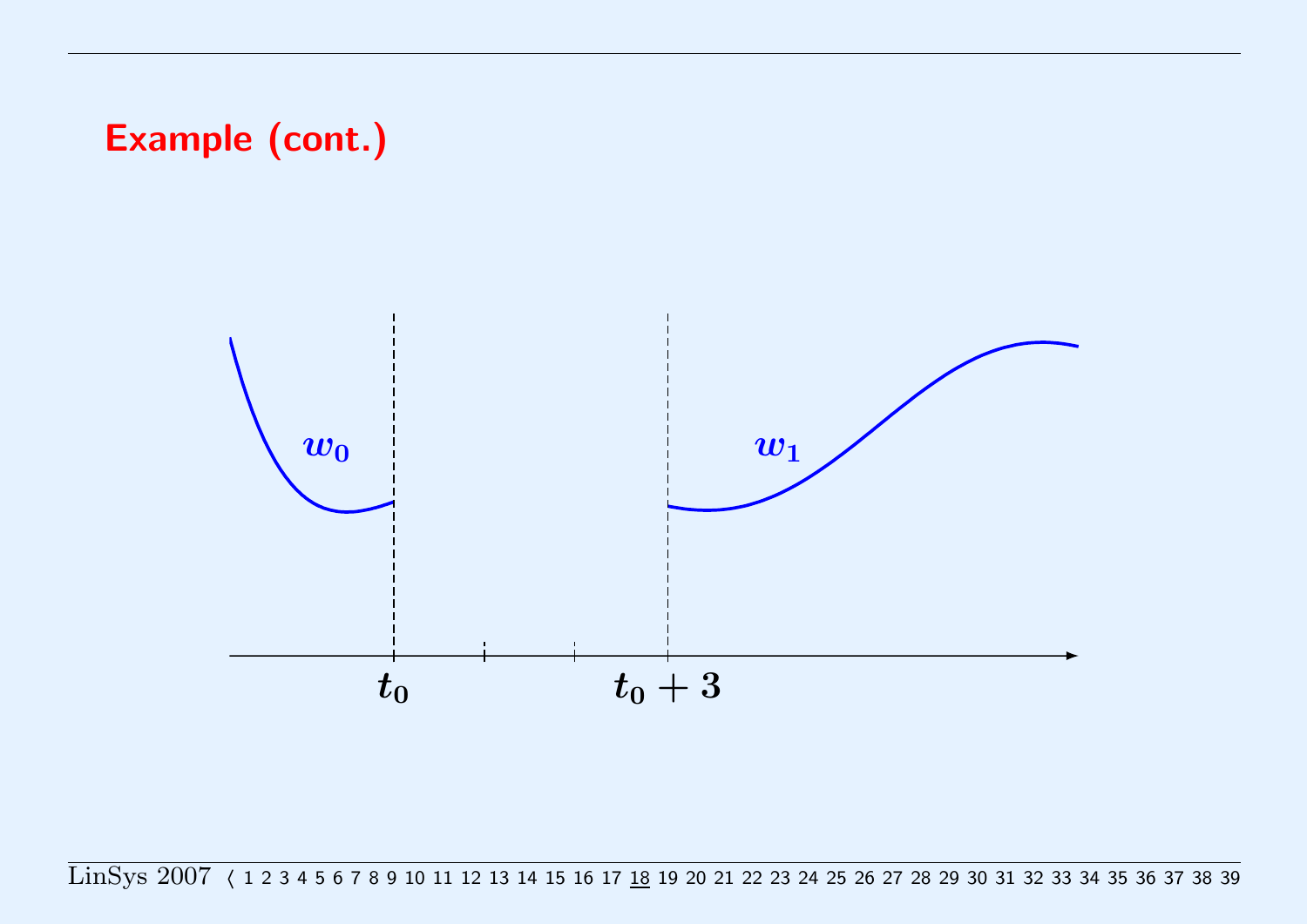## Example (cont.)

$w_0$

$w_1$

$t_0$

$t_0 + 3$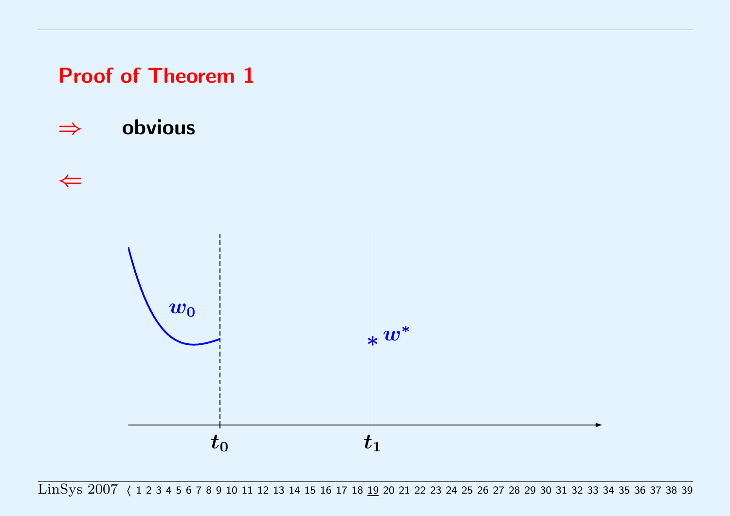## Proof of Theorem 1

$\Rightarrow$ **obvious**

$\Leftarrow$

$w_0$

$w^*$

$t_0$

$t_1$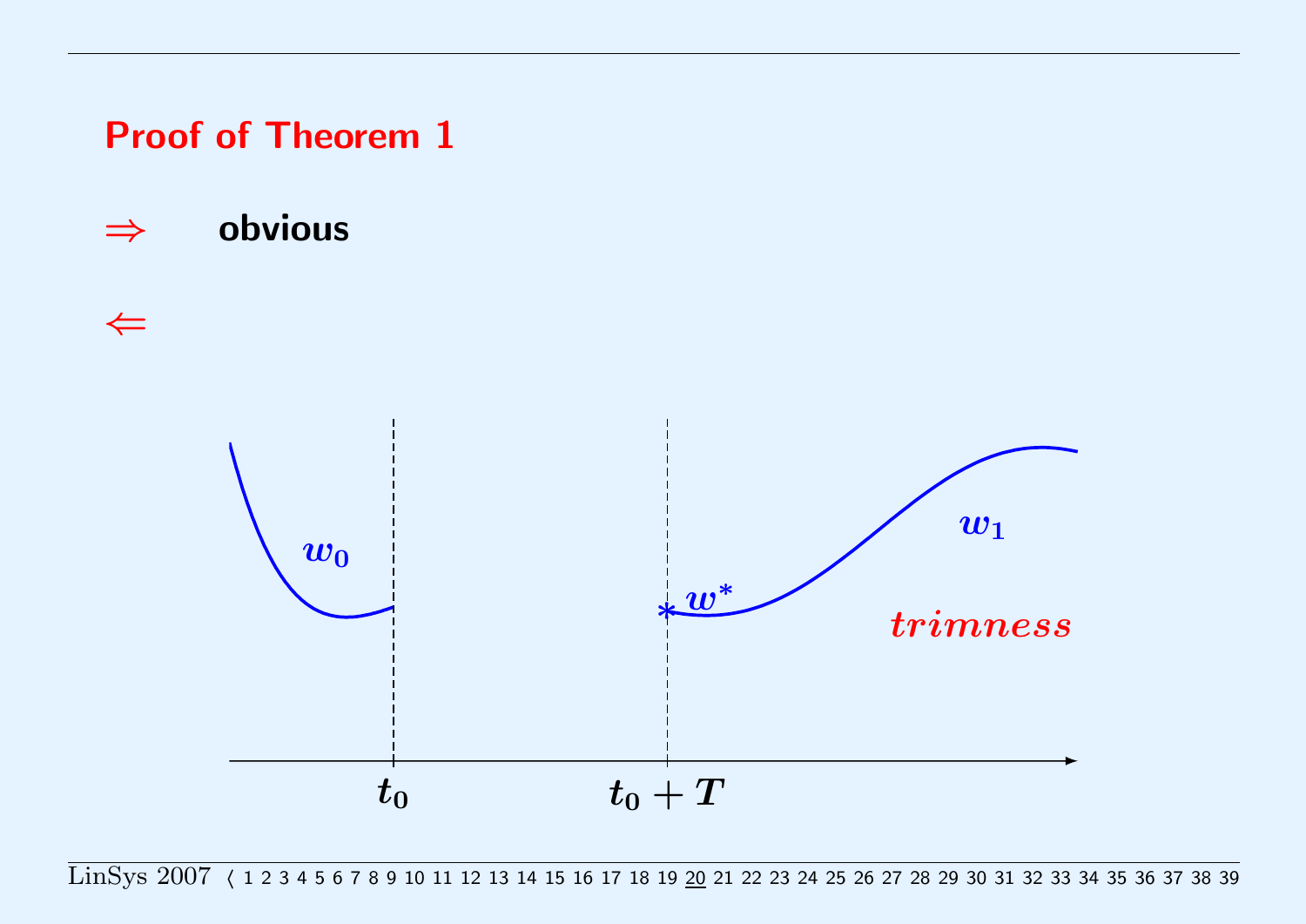## Proof of Theorem 1

$\Rightarrow$ **obvious**

$\Leftarrow$

$w_0$

$w^*$

$w_1$

*trimness*

$t_0$ $t_0 + T$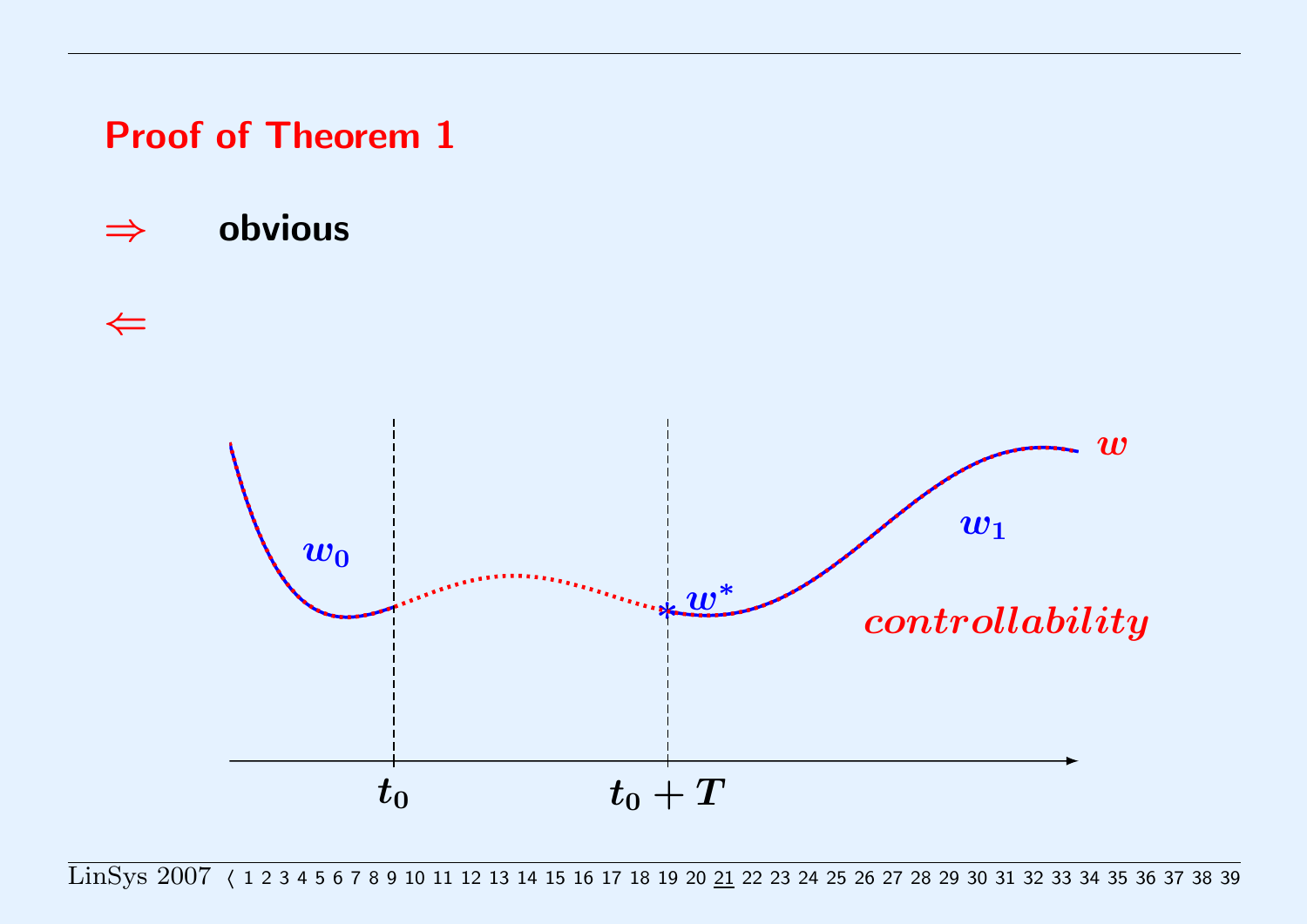# Proof of Theorem 1

$\Rightarrow$ **obvious**

$\Leftarrow$

$w_0$ $w^*$ $w_1$ $w$

*controllability*

$t_0$ $t_0 + T$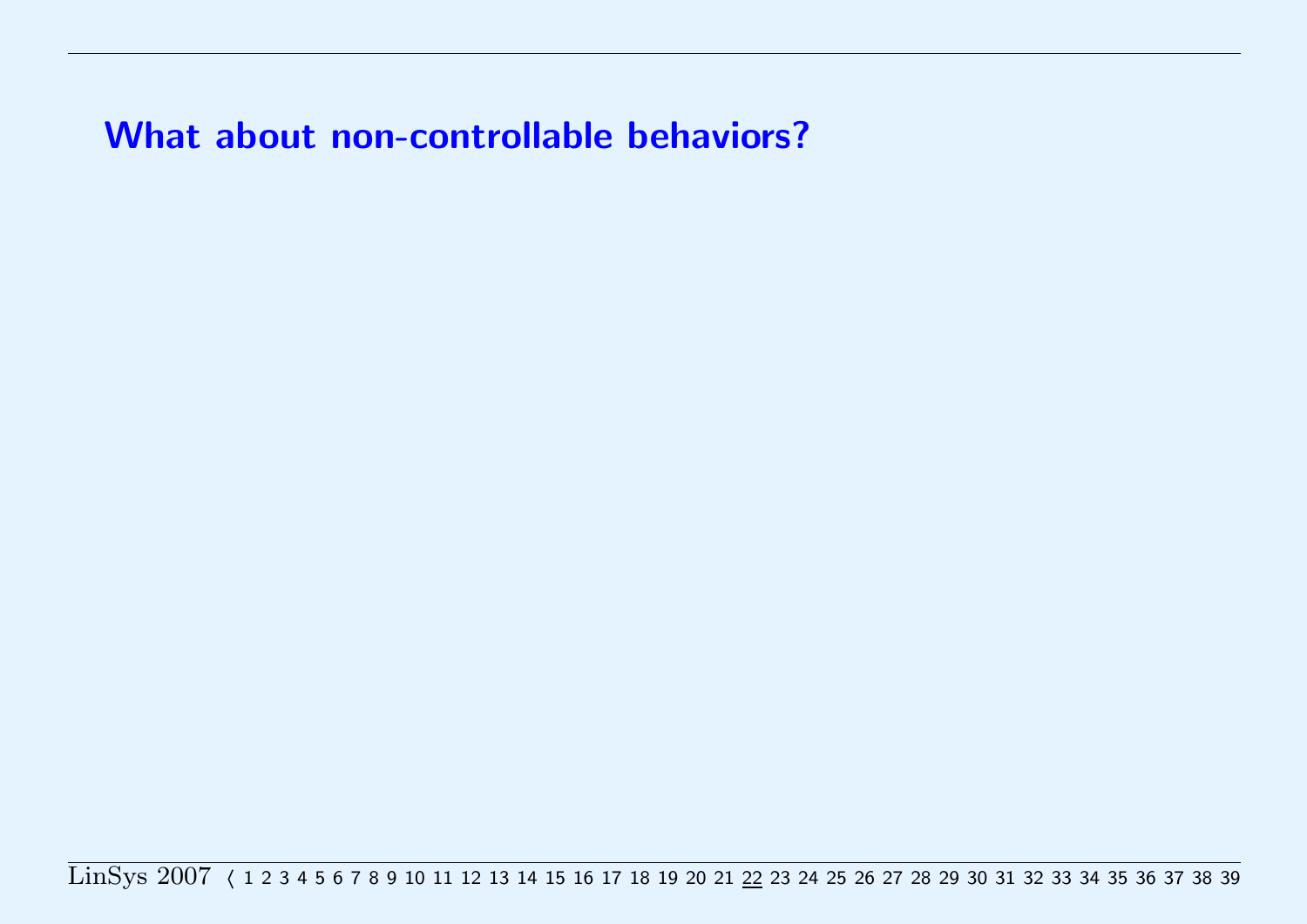## What about non-controllable behaviors?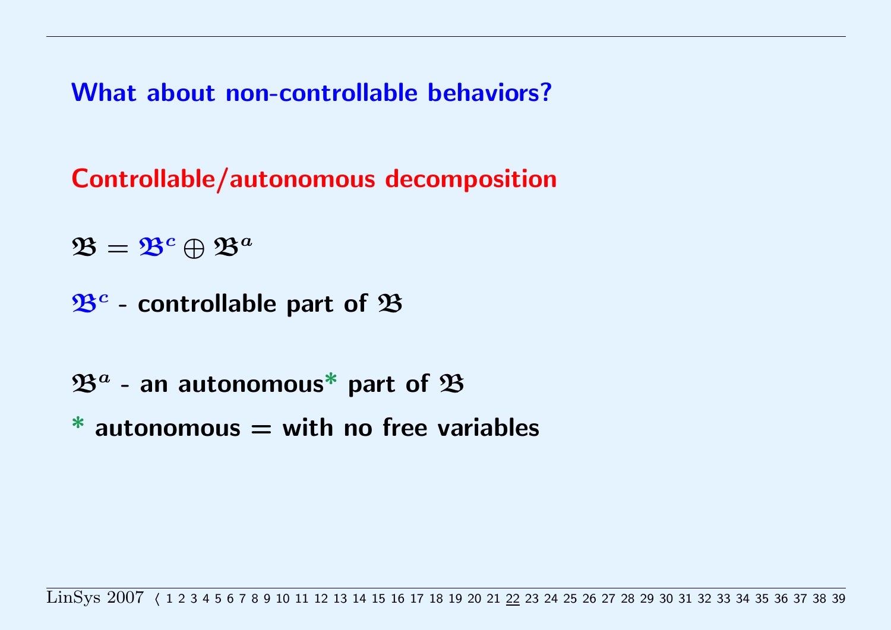## What about non-controllable behaviors?

## Controllable/autonomous decomposition

$\mathfrak{B} = \mathfrak{B}^c \oplus \mathfrak{B}^a$

$\mathfrak{B}^c$ - controllable part of $\mathfrak{B}$

$\mathfrak{B}^a$ - an autonomous* part of $\mathfrak{B}$

\* autonomous = with no free variables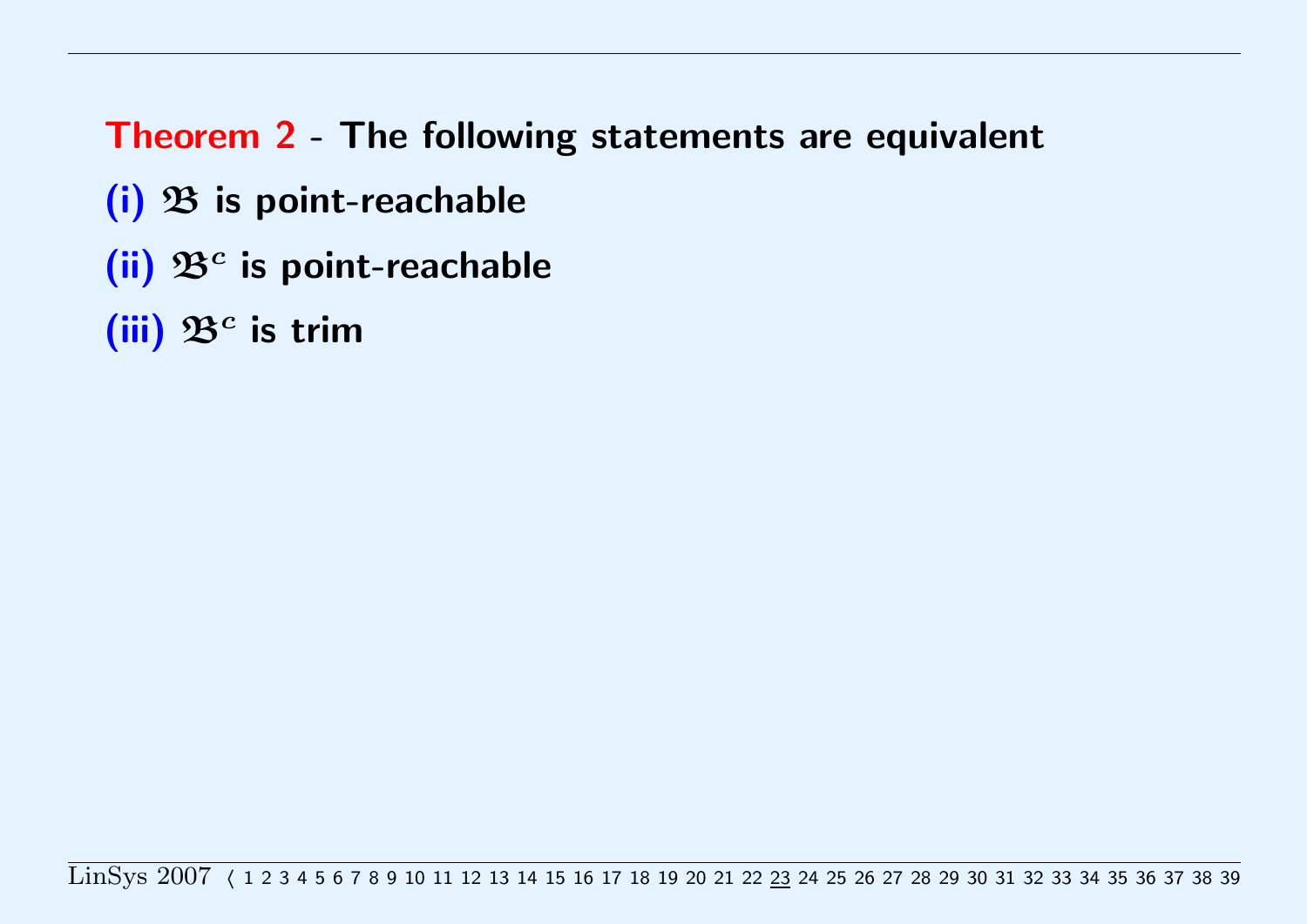**Theorem 2** - **The following statements are equivalent**

**(i)** $\mathfrak{B}$ **is point-reachable**

**(ii)** $\mathfrak{B}^c$ **is point-reachable**

**(iii)** $\mathfrak{B}^c$ **is trim**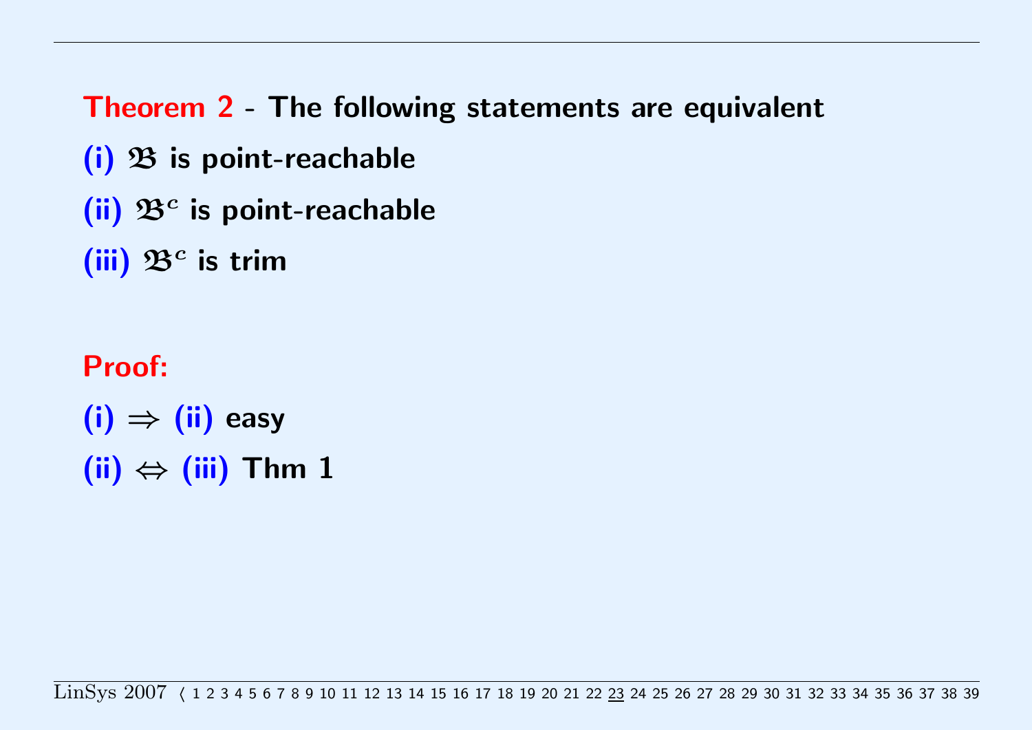**Theorem 2** - **The following statements are equivalent**

**(i)** $\mathfrak{B}$ **is point-reachable**

**(ii)** $\mathfrak{B}^c$ **is point-reachable**

**(iii)** $\mathfrak{B}^c$ **is trim**

**Proof:**

**(i)** $\Rightarrow$ **(ii)** easy

**(ii)** $\Leftrightarrow$ **(iii)** Thm 1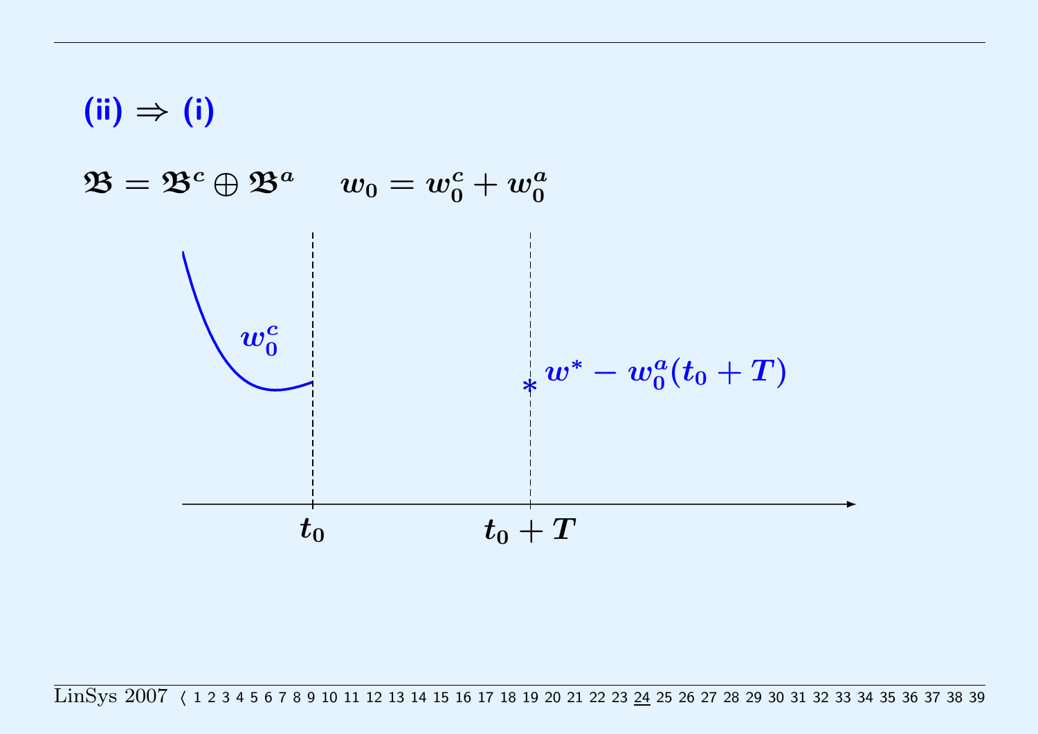## (ii) ⇒ (i)

$$\mathfrak{B} = \mathfrak{B}^c \oplus \mathfrak{B}^a \qquad w_0 = w_0^c + w_0^a$$

$w_0^c$

$* \; w^* - w_0^a(t_0 + T)$

$t_0$ $\qquad t_0 + T$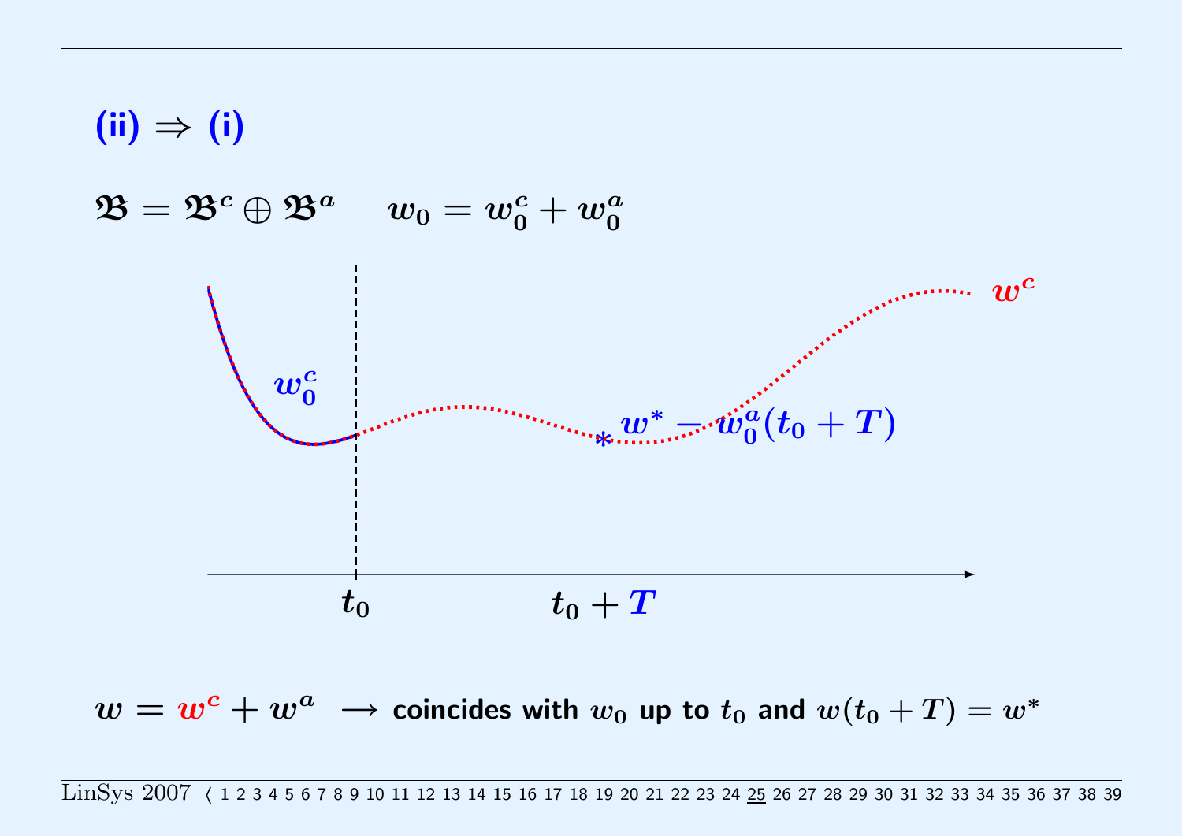# (ii) ⇒ (i)

$\mathfrak{B} = \mathfrak{B}^c \oplus \mathfrak{B}^a \quad w_0 = w_0^c + w_0^a$

$w_0^c$

$w^* - w_0^a(t_0 + T)$

$w^c$

$t_0$ $\quad$ $t_0 + T$

$w = w^c + w^a \longrightarrow$ **coincides with** $w_0$ **up to** $t_0$ **and** $w(t_0 + T) = w^*$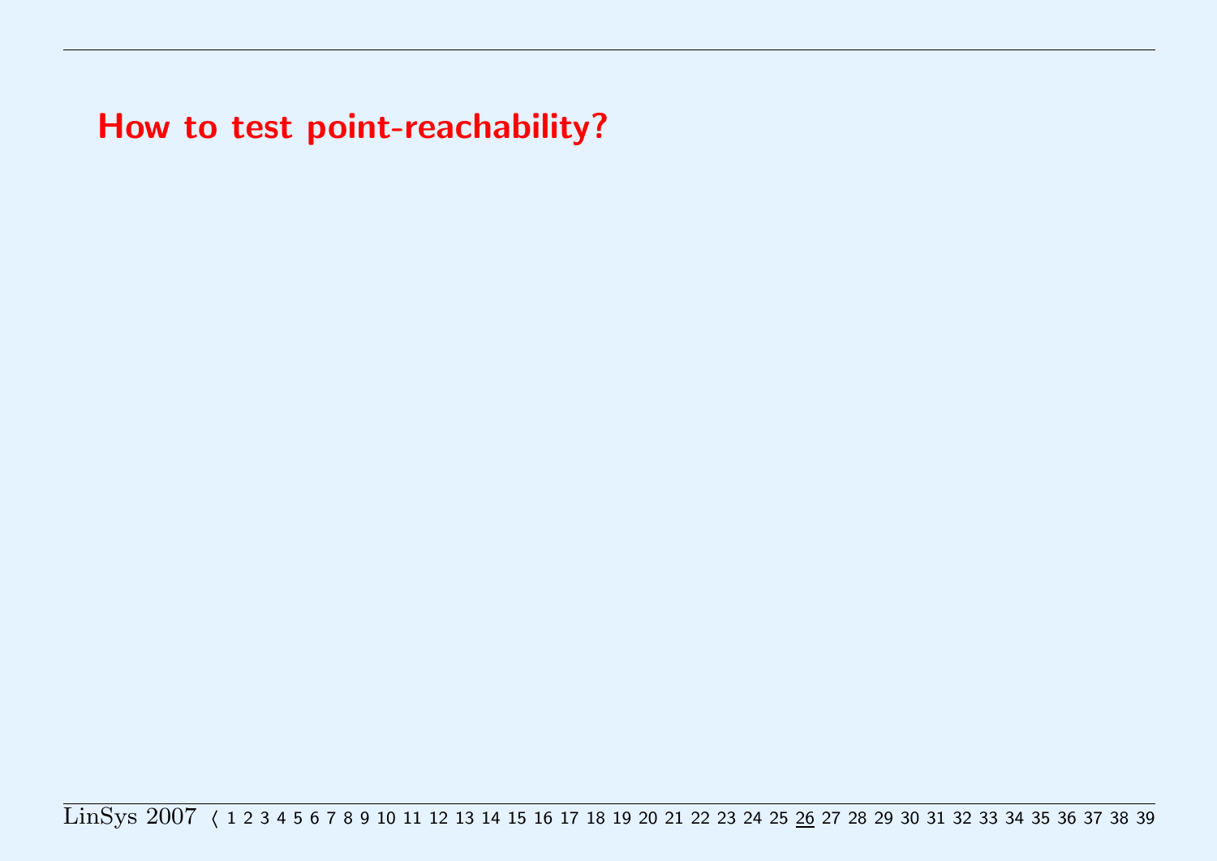# How to test point-reachability?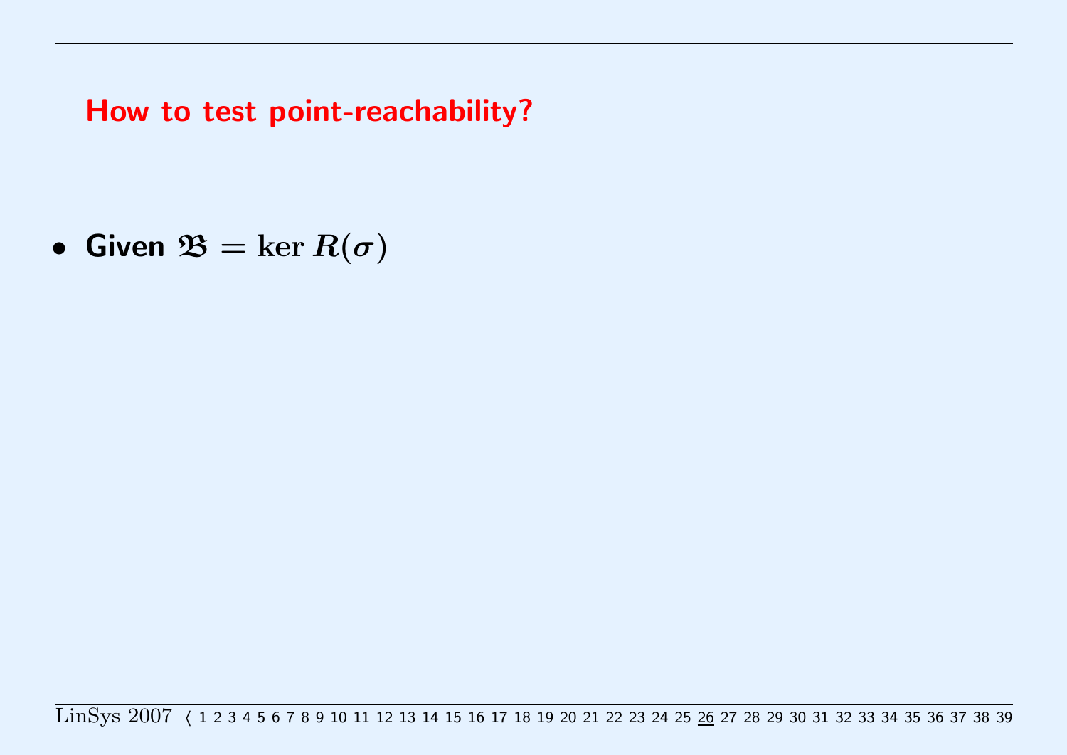## How to test point-reachability?

- **Given** $\mathfrak{B} = \ker R(\sigma)$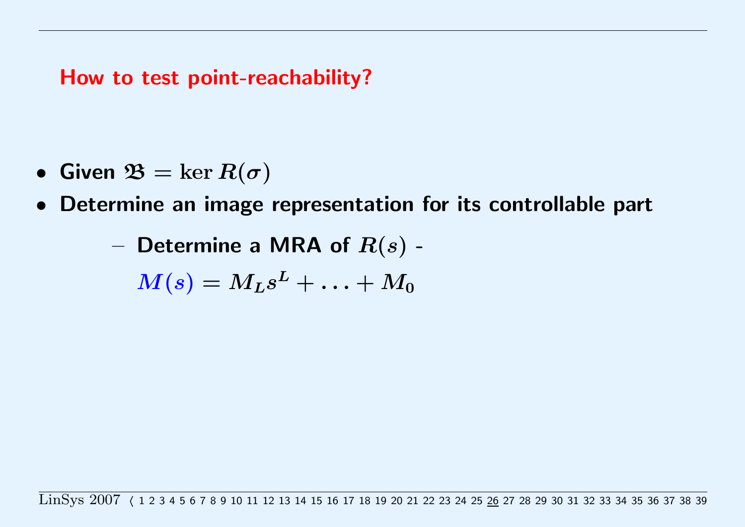## How to test point-reachability?

- **Given $\mathfrak{B} = \ker R(\sigma)$**
- **Determine an image representation for its controllable part**
  - **Determine a MRA of $R(s)$ -**

    $M(s) = M_L s^L + \ldots + M_0$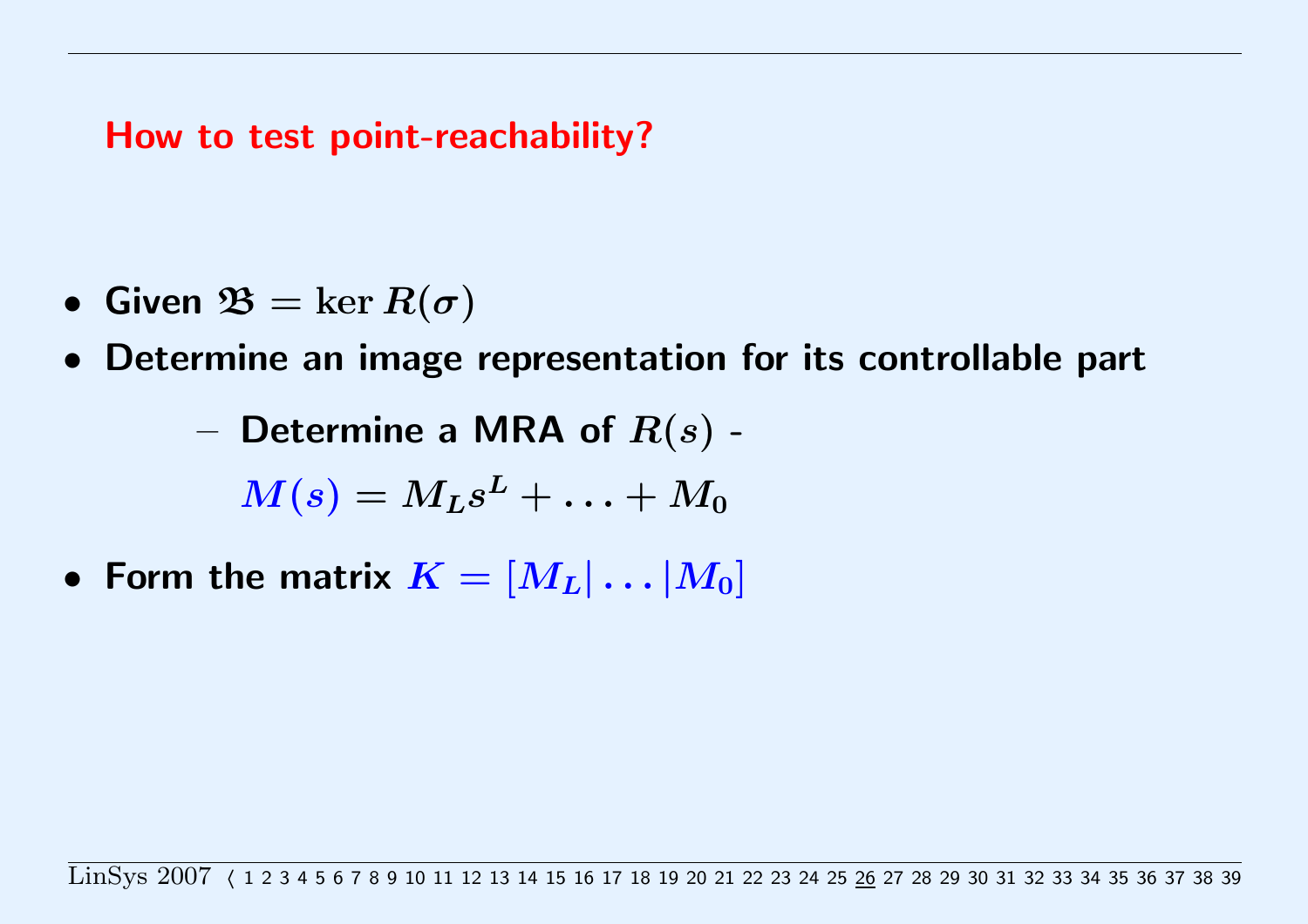## How to test point-reachability?

- **Given $\mathfrak{B} = \ker R(\sigma)$**
- **Determine an image representation for its controllable part**
  - **Determine a MRA of $R(s)$ -**

    $M(s) = M_L s^L + \ldots + M_0$
- **Form the matrix $K = [M_L | \ldots | M_0]$**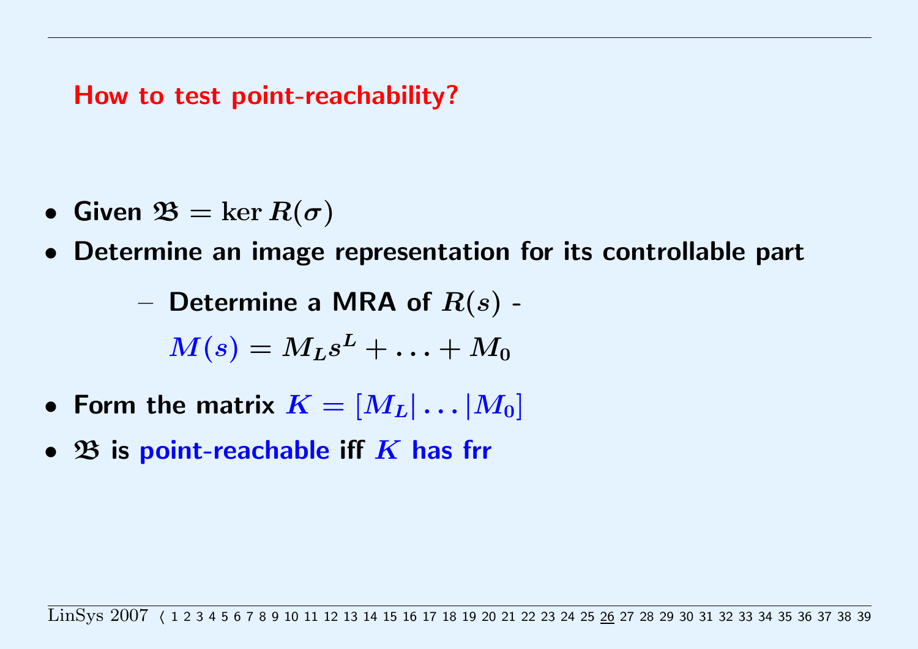## How to test point-reachability?

- Given $\mathfrak{B} = \ker R(\sigma)$
- Determine an image representation for its controllable part
  - Determine a MRA of $R(s)$ -

    $M(s) = M_L s^L + \ldots + M_0$
- Form the matrix $K = [M_L | \ldots | M_0]$
- $\mathfrak{B}$ is point-reachable iff $K$ has frr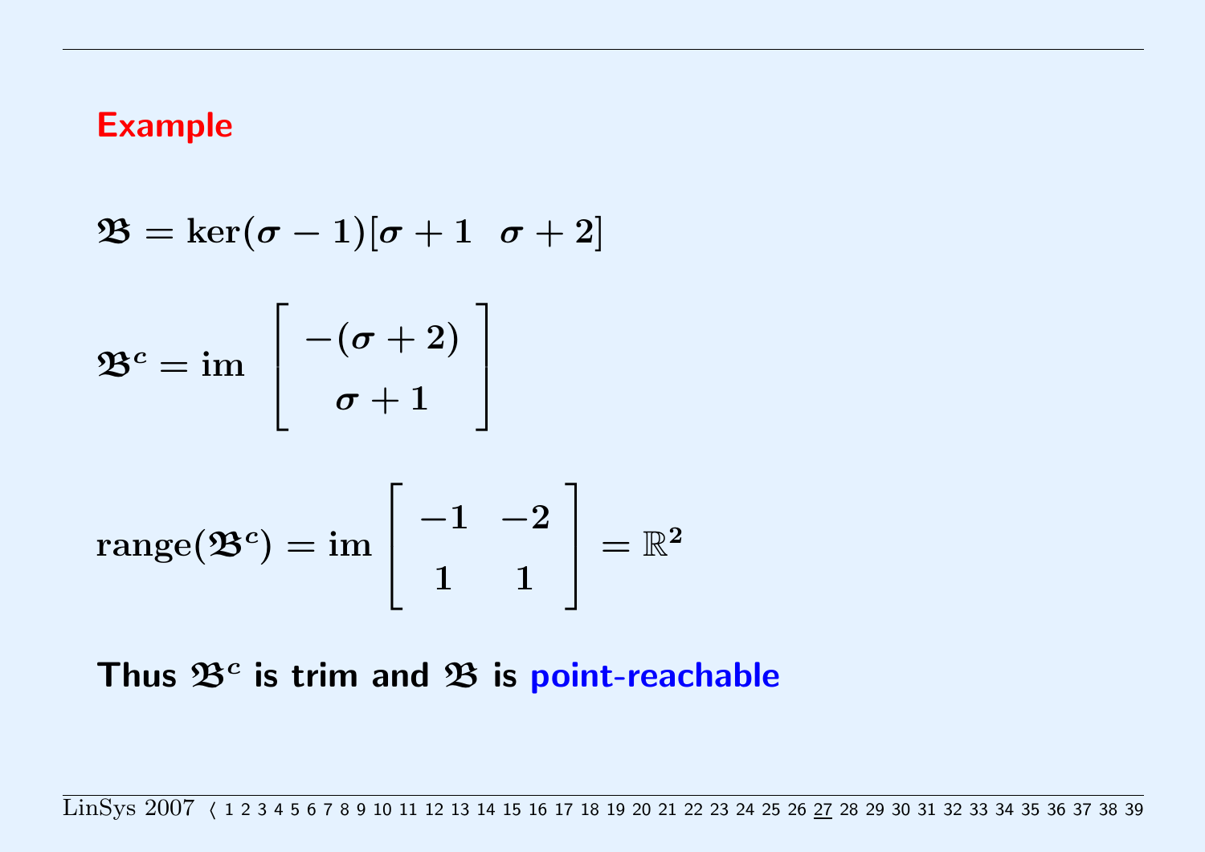## Example

$$\mathfrak{B} = \ker(\sigma - 1)[\sigma + 1 \quad \sigma + 2]$$

$$\mathfrak{B}^c = \text{im} \begin{bmatrix} -(\sigma + 2) \\ \sigma + 1 \end{bmatrix}$$

$$\text{range}(\mathfrak{B}^c) = \text{im} \begin{bmatrix} -1 & -2 \\ 1 & 1 \end{bmatrix} = \mathbb{R}^2$$

**Thus $\mathfrak{B}^c$ is trim and $\mathfrak{B}$ is point-reachable**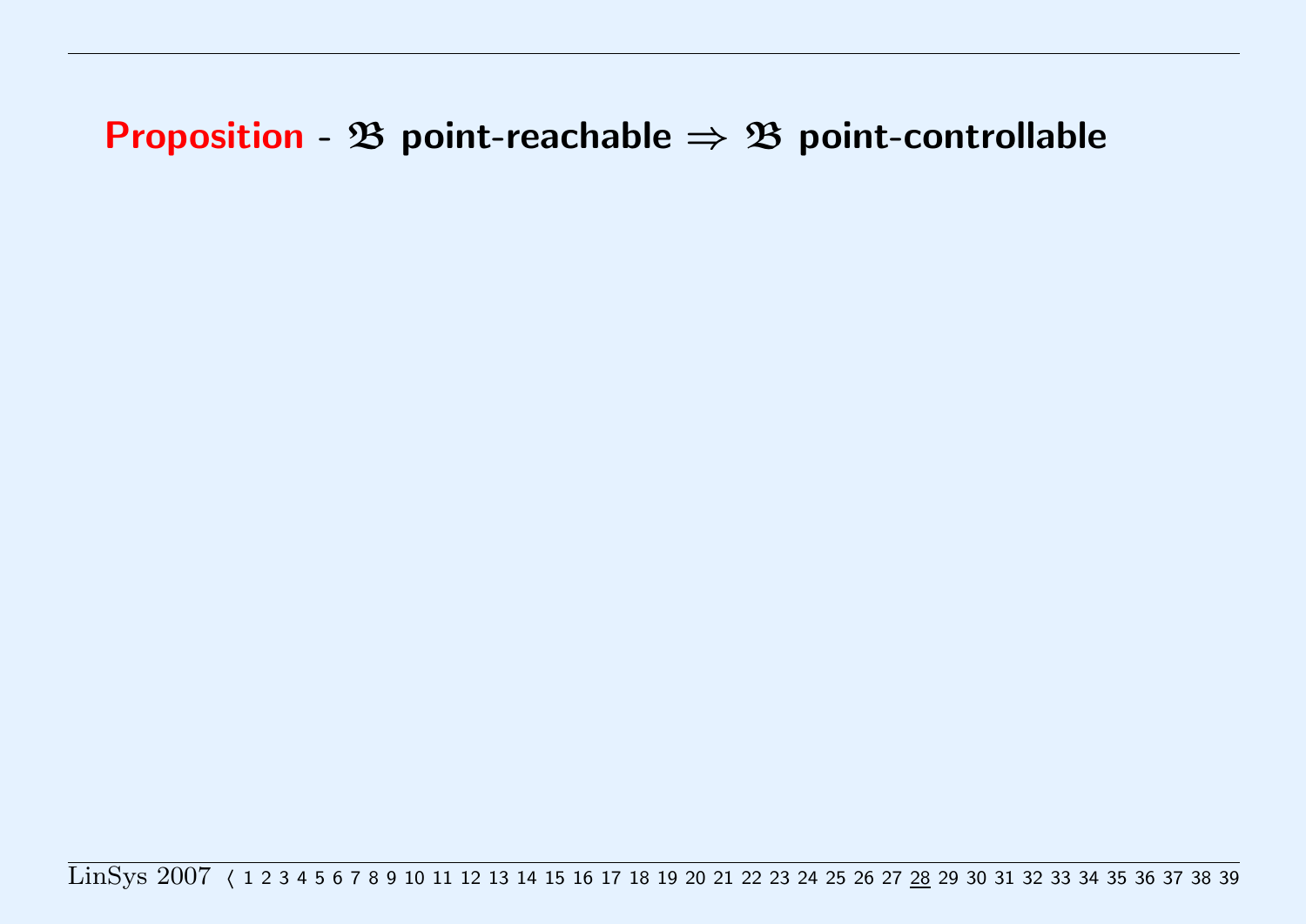**Proposition** - $\mathfrak{B}$ **point-reachable** $\Rightarrow$ $\mathfrak{B}$ **point-controllable**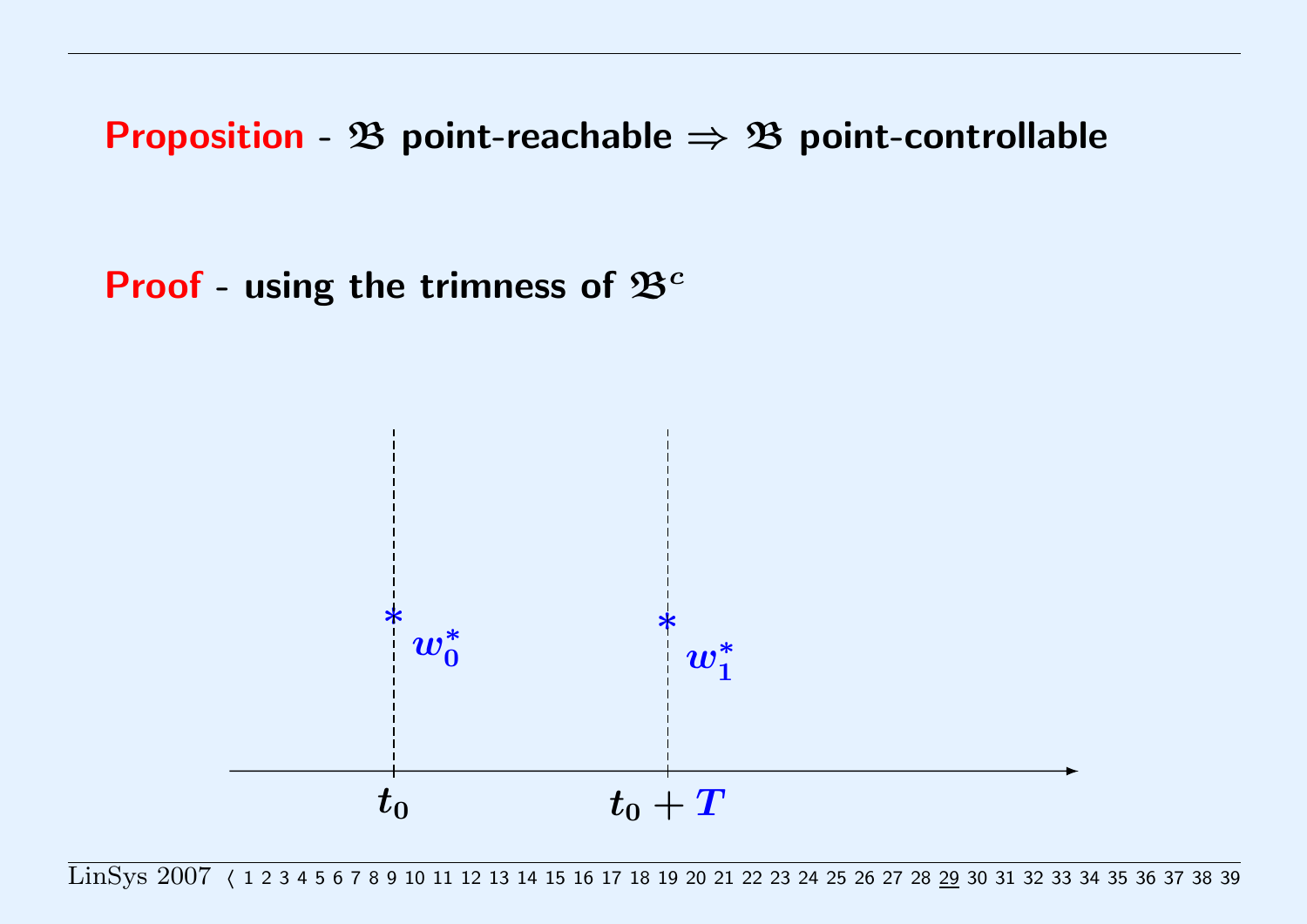**Proposition** - $\mathfrak{B}$ point-reachable $\Rightarrow$ $\mathfrak{B}$ point-controllable

**Proof** - using the trimness of $\mathfrak{B}^c$

$*\ w_0^*$ $\quad *\ w_1^*$

$t_0 \quad t_0 + T$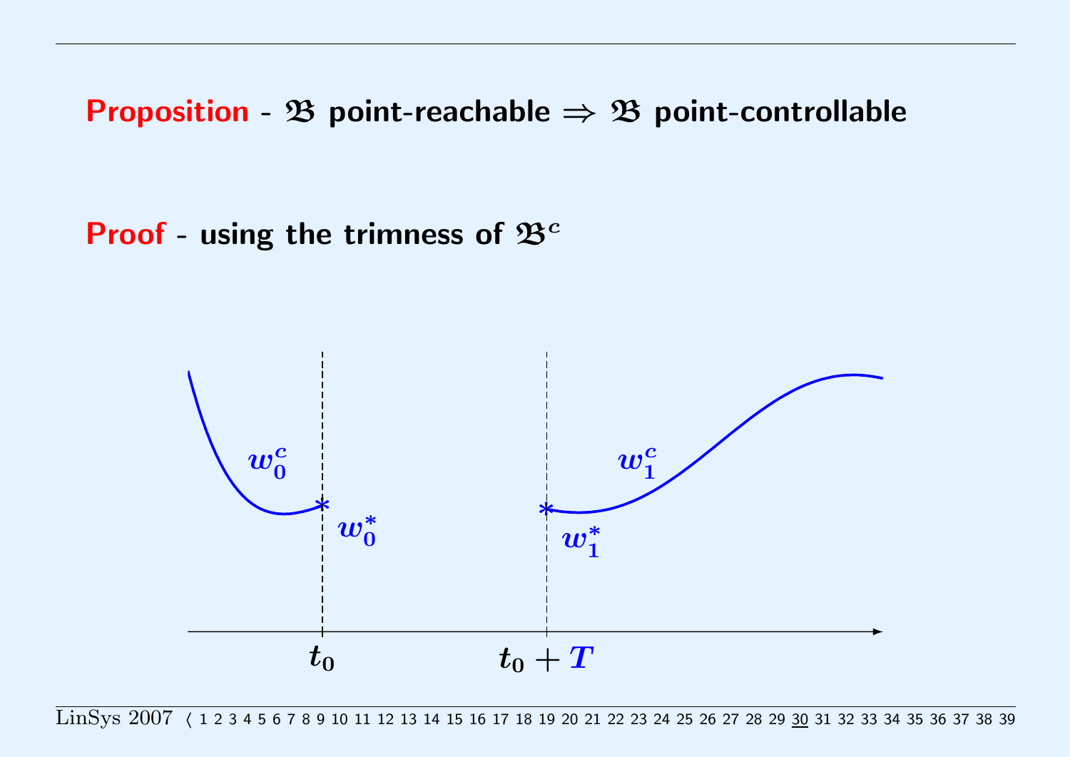**Proposition** - $\mathfrak{B}$ point-reachable $\Rightarrow$ $\mathfrak{B}$ point-controllable

**Proof** - using the trimness of $\mathfrak{B}^c$

$w_0^c$ $w_0^*$ $w_1^*$ $w_1^c$

$t_0$ $t_0 + T$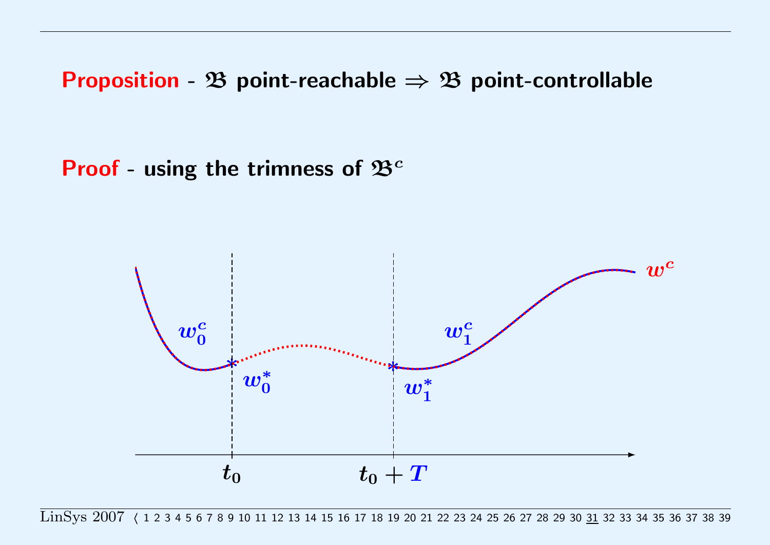**Proposition** - $\mathfrak{B}$ point-reachable $\Rightarrow$ $\mathfrak{B}$ point-controllable

**Proof** - using the trimness of $\mathfrak{B}^c$

$w_0^c$ $w_0^*$ $w_1^c$ $w_1^*$ $w^c$

$t_0$ $\quad t_0 + T$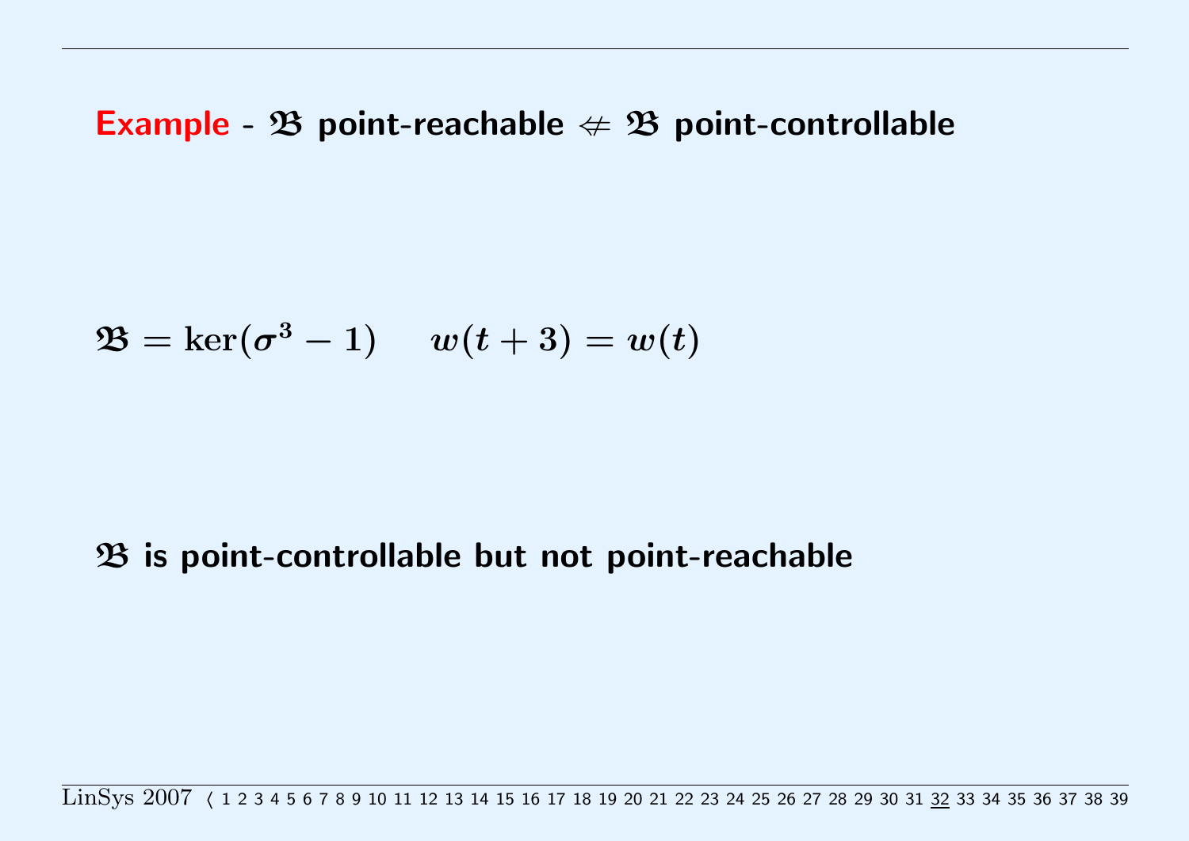## **Example** - $\mathfrak{B}$ point-reachable $\not\Leftarrow$ $\mathfrak{B}$ point-controllable

$$\mathfrak{B} = \ker(\sigma^3 - 1) \qquad w(t+3) = w(t)$$

**$\mathfrak{B}$ is point-controllable but not point-reachable**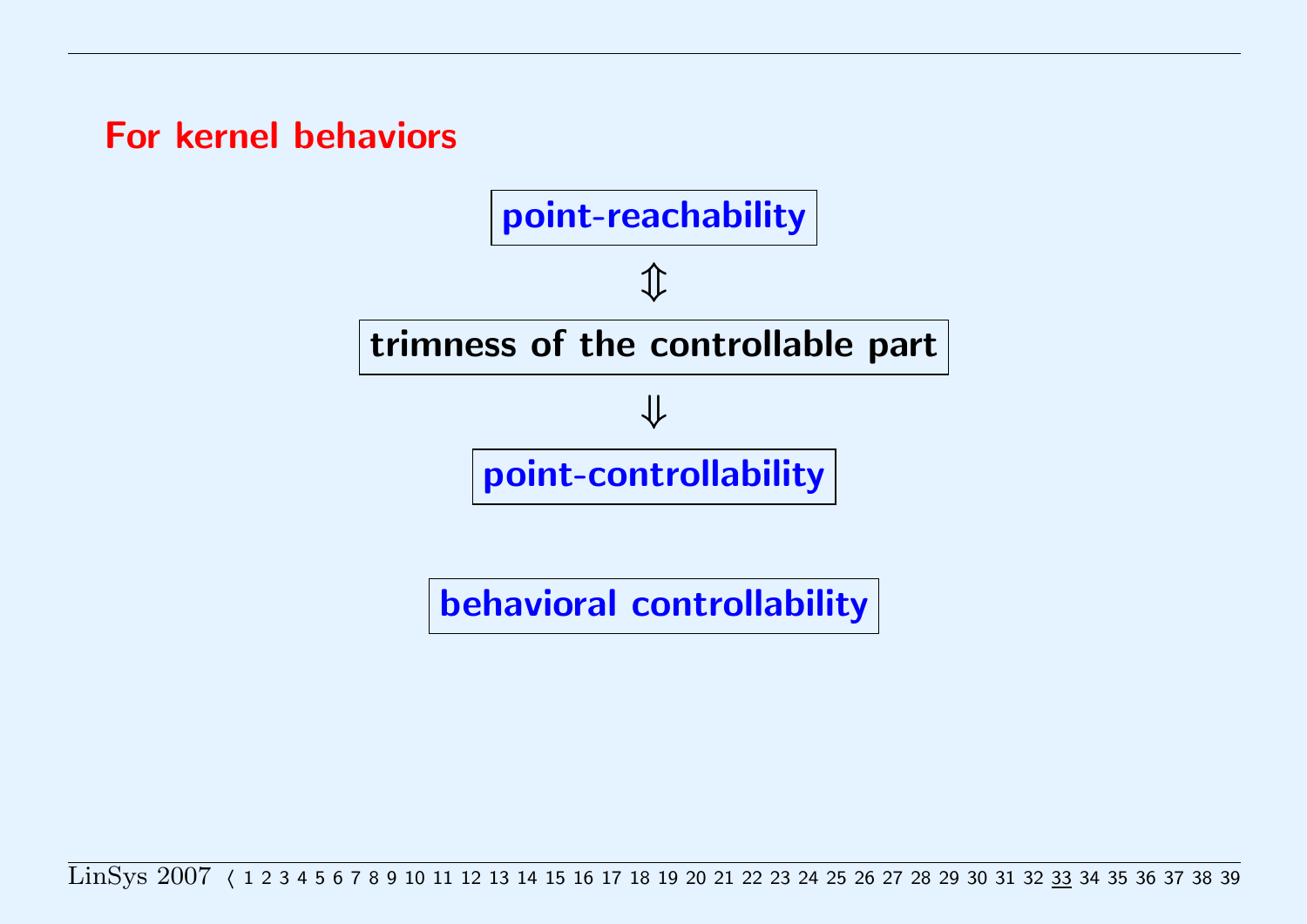## For kernel behaviors

**point-reachability**

$\Updownarrow$

**trimness of the controllable part**

$\Downarrow$

**point-controllability**

**behavioral controllability**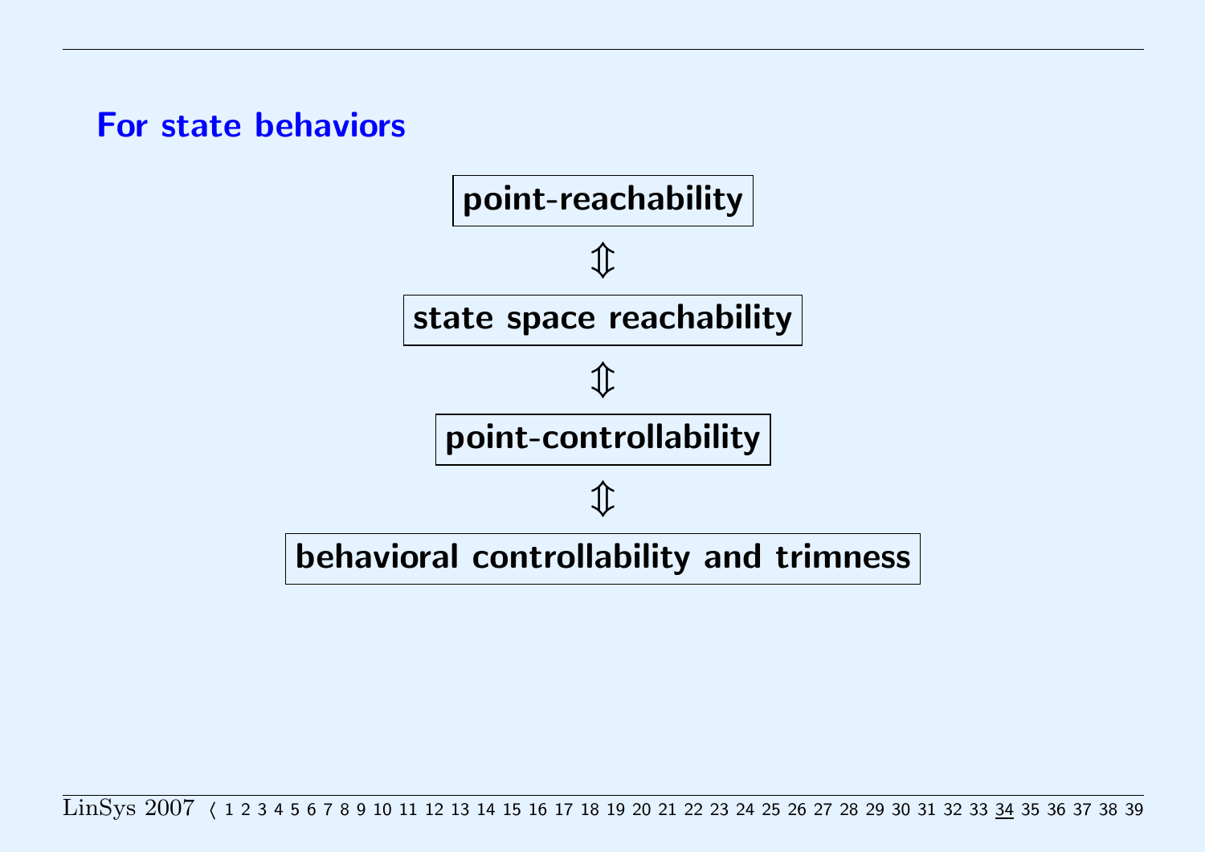## For state behaviors

**point-reachability**

$\Updownarrow$

**state space reachability**

$\Updownarrow$

**point-controllability**

$\Updownarrow$

**behavioral controllability and trimness**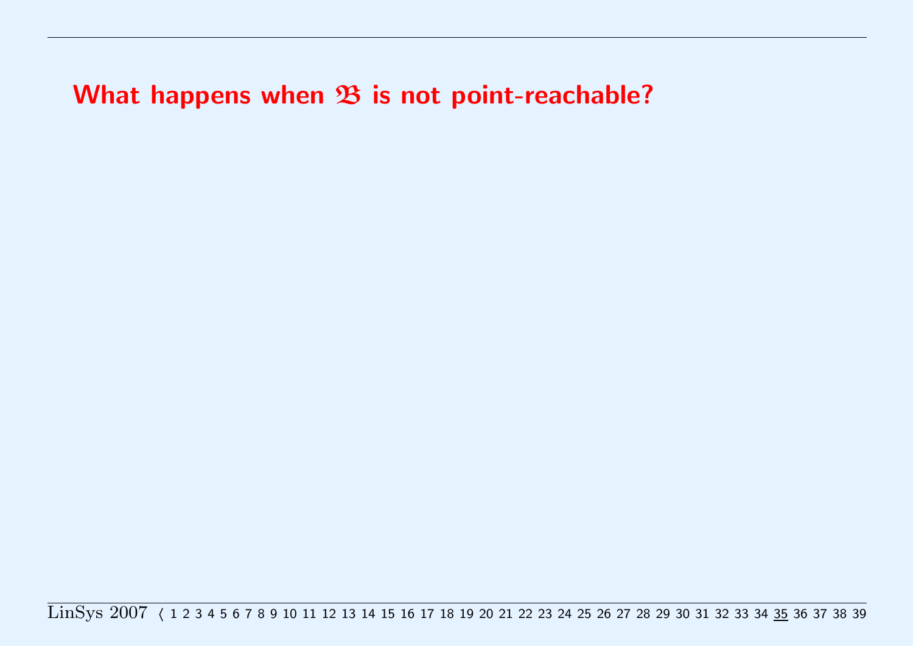## What happens when $\mathfrak{B}$ is not point-reachable?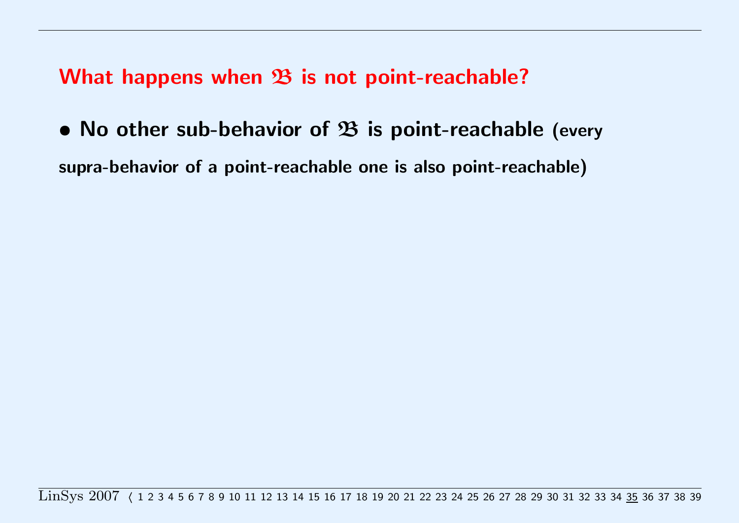## What happens when $\mathfrak{B}$ is not point-reachable?

- **No other sub-behavior of $\mathfrak{B}$ is point-reachable** (every supra-behavior of a point-reachable one is also point-reachable)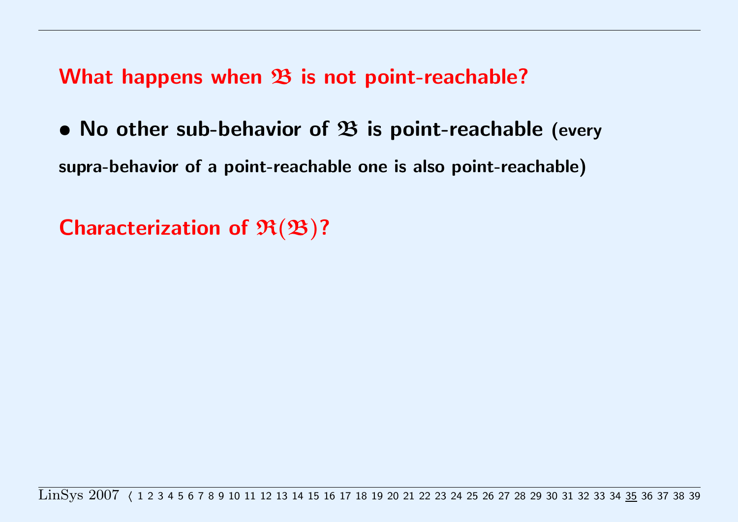## What happens when $\mathfrak{B}$ is not point-reachable?

- **No other sub-behavior of $\mathfrak{B}$ is point-reachable** (every supra-behavior of a point-reachable one is also point-reachable)

## Characterization of $\mathfrak{R}(\mathfrak{B})$?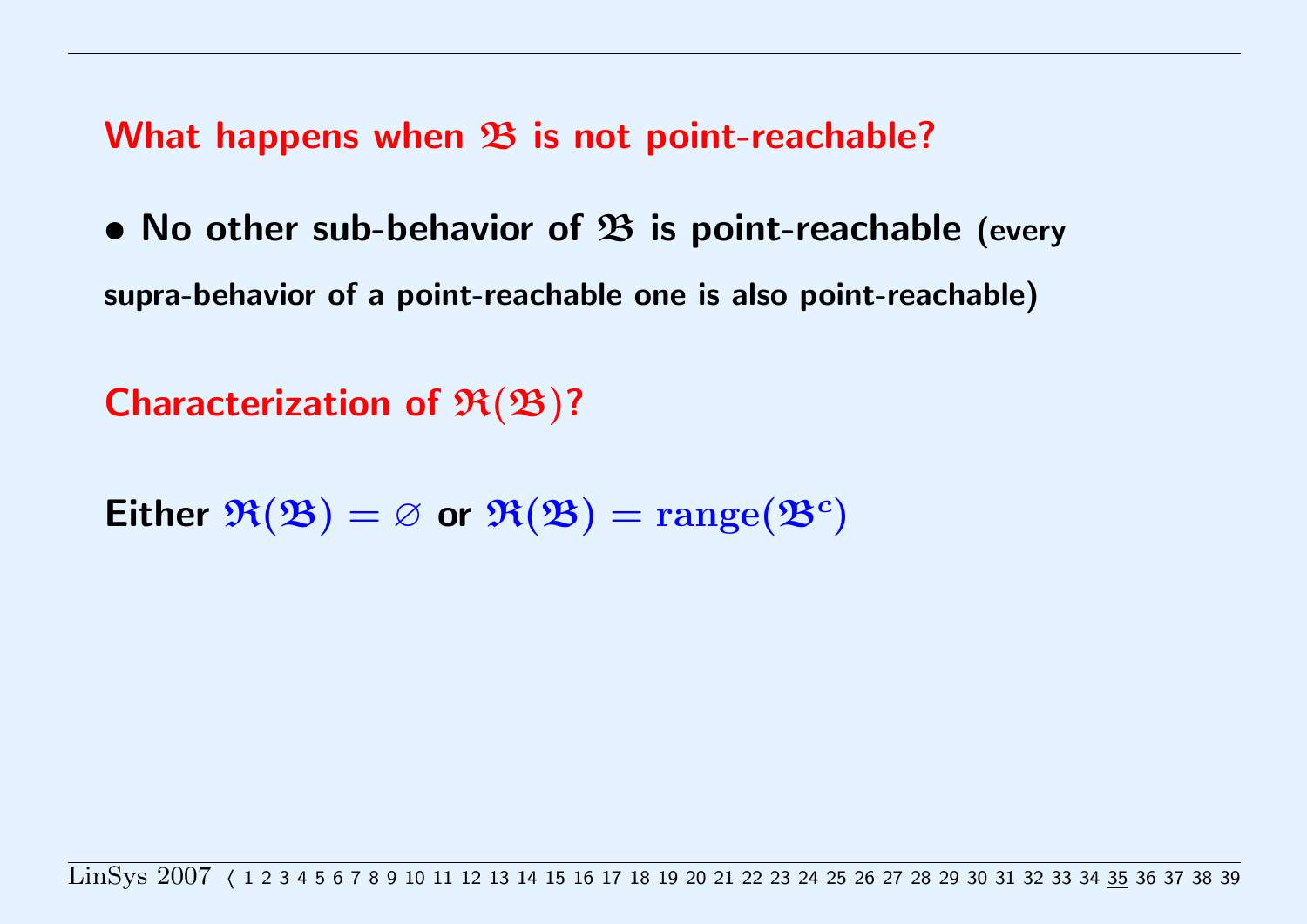## What happens when $\mathfrak{B}$ is not point-reachable?

- **No other sub-behavior of $\mathfrak{B}$ is point-reachable** (every supra-behavior of a point-reachable one is also point-reachable)

## Characterization of $\mathfrak{R}(\mathfrak{B})$?

**Either** $\mathfrak{R}(\mathfrak{B}) = \varnothing$ **or** $\mathfrak{R}(\mathfrak{B}) = \mathrm{range}(\mathfrak{B}^c)$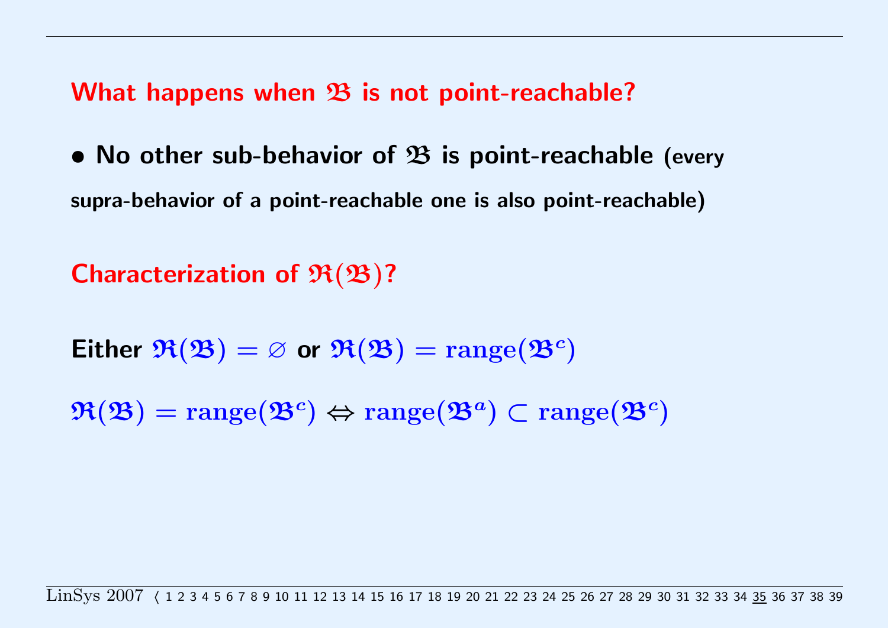## What happens when $\mathfrak{B}$ is not point-reachable?

- **No other sub-behavior of $\mathfrak{B}$ is point-reachable** (every supra-behavior of a point-reachable one is also point-reachable)

## Characterization of $\mathfrak{R}(\mathfrak{B})$?

**Either** $\mathfrak{R}(\mathfrak{B}) = \varnothing$ **or** $\mathfrak{R}(\mathfrak{B}) = \mathrm{range}(\mathfrak{B}^c)$

$\mathfrak{R}(\mathfrak{B}) = \mathrm{range}(\mathfrak{B}^c) \Leftrightarrow \mathrm{range}(\mathfrak{B}^a) \subset \mathrm{range}(\mathfrak{B}^c)$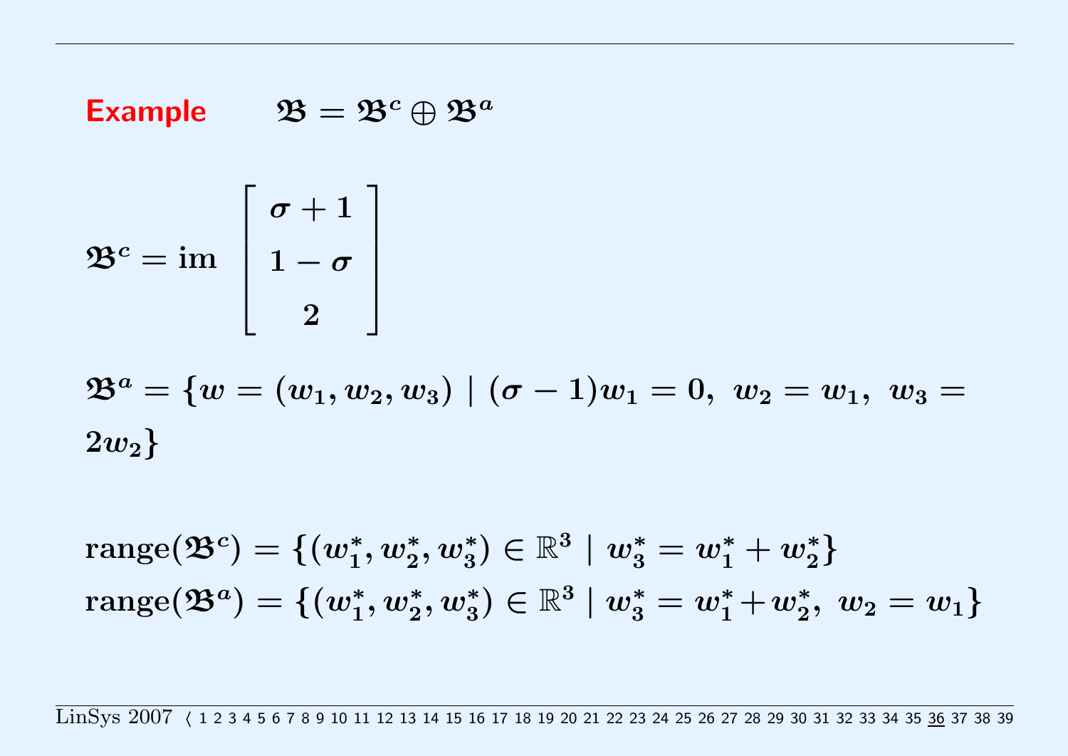**Example** $\mathfrak{B} = \mathfrak{B}^c \oplus \mathfrak{B}^a$

$$\mathfrak{B}^c = \mathrm{im} \begin{bmatrix} \sigma + 1 \\ 1 - \sigma \\ 2 \end{bmatrix}$$

$$\mathfrak{B}^a = \{w = (w_1, w_2, w_3) \mid (\sigma - 1)w_1 = 0,\ w_2 = w_1,\ w_3 = 2w_2\}$$

$$\mathrm{range}(\mathfrak{B}^c) = \{(w_1^*, w_2^*, w_3^*) \in \mathbb{R}^3 \mid w_3^* = w_1^* + w_2^*\}$$

$$\mathrm{range}(\mathfrak{B}^a) = \{(w_1^*, w_2^*, w_3^*) \in \mathbb{R}^3 \mid w_3^* = w_1^* + w_2^*,\ w_2 = w_1\}$$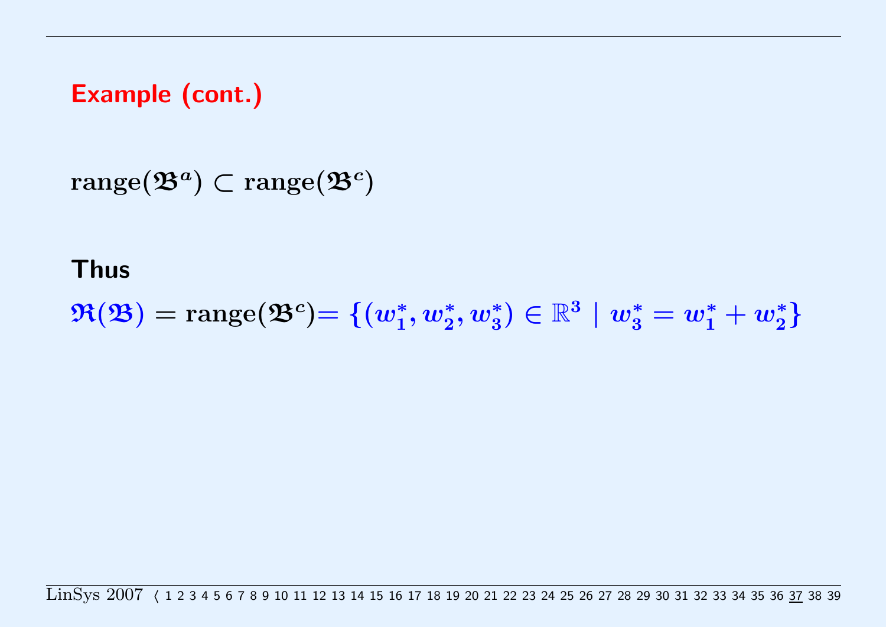## Example (cont.)

$\mathbf{range}(\mathfrak{B}^a) \subset \mathbf{range}(\mathfrak{B}^c)$

**Thus**

$\mathfrak{R}(\mathfrak{B}) = \mathbf{range}(\mathfrak{B}^c) = \{(w_1^*, w_2^*, w_3^*) \in \mathbb{R}^3 \mid w_3^* = w_1^* + w_2^*\}$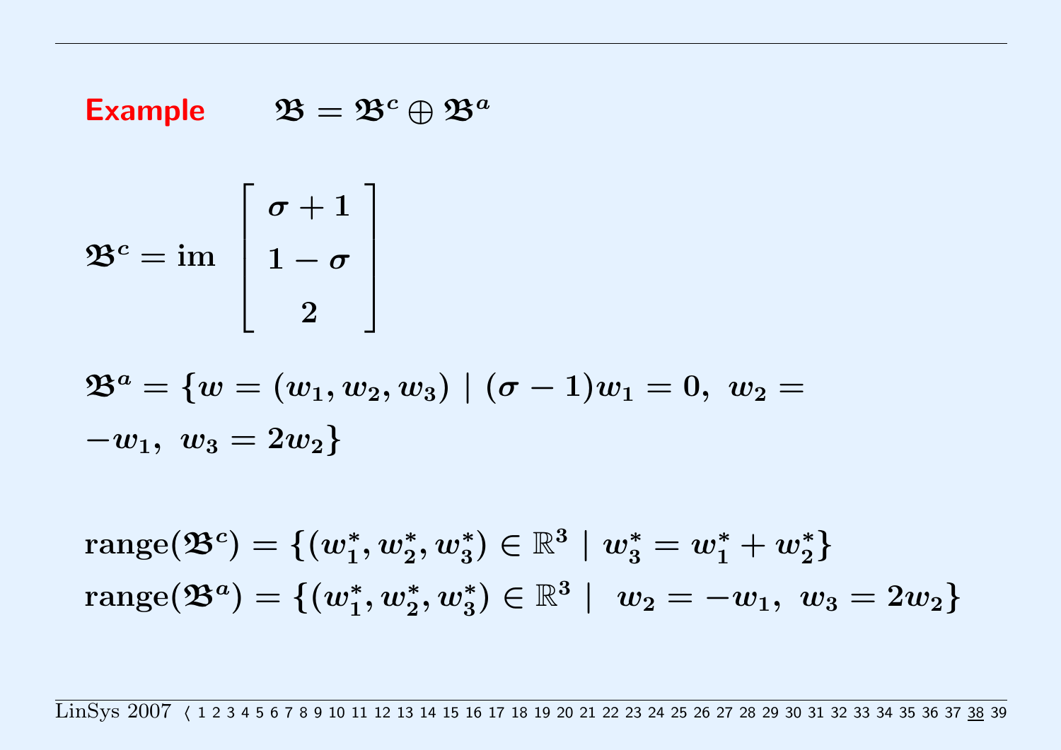**Example** $\mathfrak{B} = \mathfrak{B}^c \oplus \mathfrak{B}^a$

$$\mathfrak{B}^c = \text{im} \begin{bmatrix} \sigma + 1 \\ 1 - \sigma \\ 2 \end{bmatrix}$$

$$\mathfrak{B}^a = \{ w = (w_1, w_2, w_3) \mid (\sigma - 1) w_1 = 0,\ w_2 = -w_1,\ w_3 = 2w_2 \}$$

$$\text{range}(\mathfrak{B}^c) = \{ (w_1^*, w_2^*, w_3^*) \in \mathbb{R}^3 \mid w_3^* = w_1^* + w_2^* \}$$

$$\text{range}(\mathfrak{B}^a) = \{ (w_1^*, w_2^*, w_3^*) \in \mathbb{R}^3 \mid \ w_2 = -w_1,\ w_3 = 2w_2 \}$$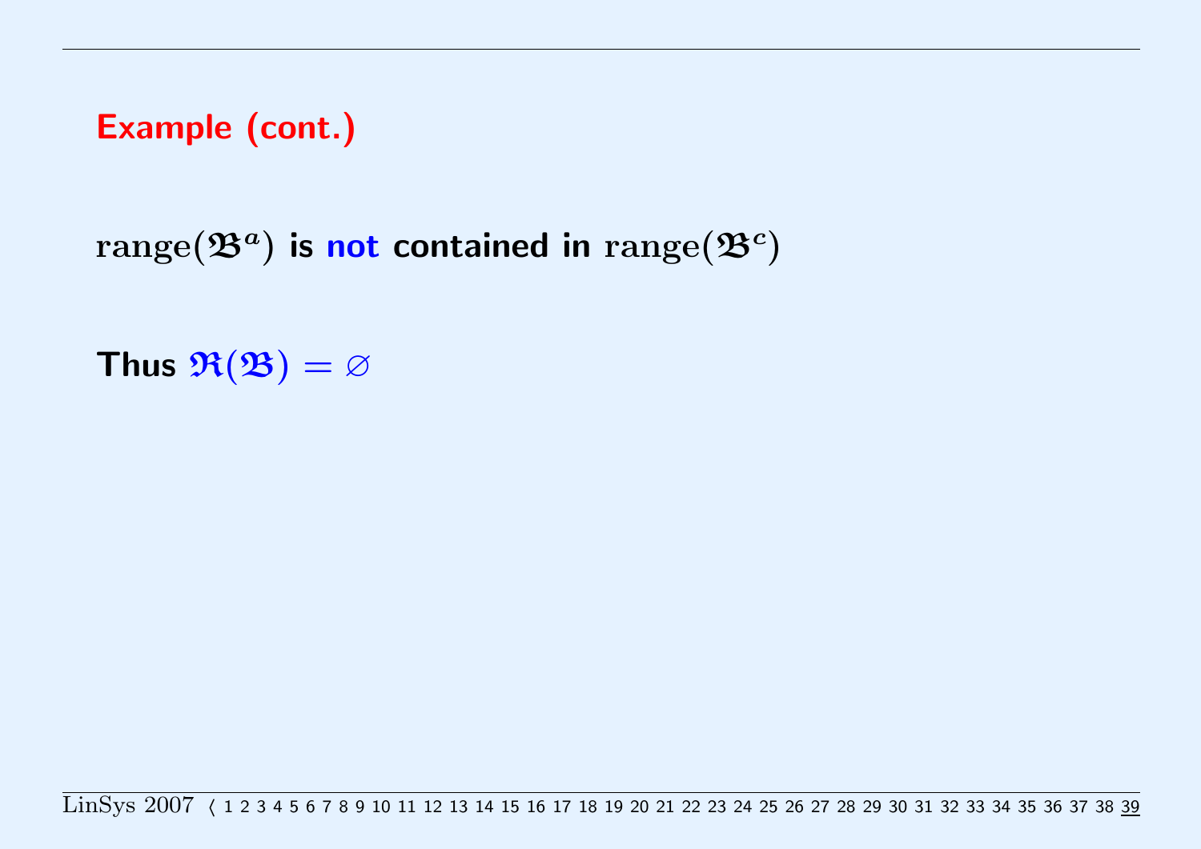## Example (cont.)

$\mathrm{range}(\mathfrak{B}^a)$ **is not contained in** $\mathrm{range}(\mathfrak{B}^c)$

**Thus** $\mathfrak{R}(\mathfrak{B}) = \varnothing$